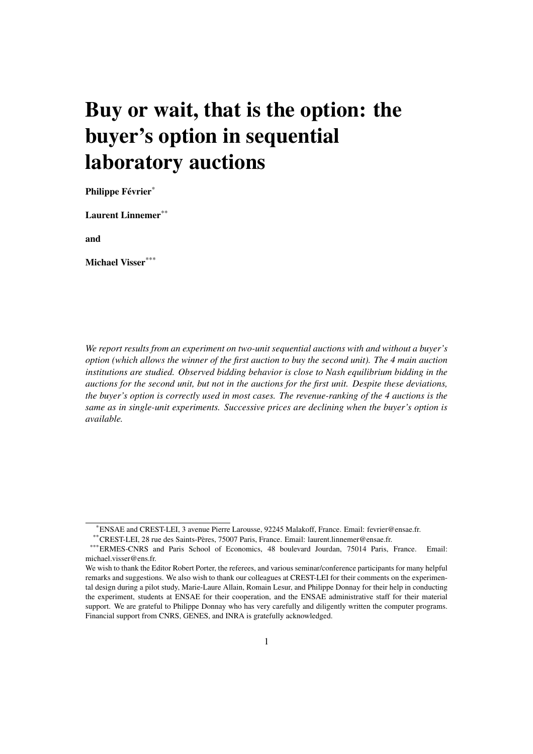# Buy or wait, that is the option: the buyer's option in sequential laboratory auctions

**Philippe Février**[*]

**Laurent Linnemer**[**]

**and**

**Michael Visser**[***]

*We report results from an experiment on two-unit sequential auctions with and without a buyer's option (which allows the winner of the first auction to buy the second unit). The 4 main auction institutions are studied. Observed bidding behavior is close to Nash equilibrium bidding in the auctions for the second unit, but not in the auctions for the first unit. Despite these deviations, the buyer's option is correctly used in most cases. The revenue-ranking of the 4 auctions is the same as in single-unit experiments. Successive prices are declining when the buyer's option is available.*

---

[*] ENSAE and CREST-LEI, 3 avenue Pierre Larousse, 92245 Malakoff, France. Email: fevrier@ensae.fr.

[**] CREST-LEI, 28 rue des Saints-Pères, 75007 Paris, France. Email: laurent.linnemer@ensae.fr.

[***] ERMES-CNRS and Paris School of Economics, 48 boulevard Jourdan, 75014 Paris, France. Email: michael.visser@ens.fr.

We wish to thank the Editor Robert Porter, the referees, and various seminar/conference participants for many helpful remarks and suggestions. We also wish to thank our colleagues at CREST-LEI for their comments on the experimental design during a pilot study, Marie-Laure Allain, Romain Lesur, and Philippe Donnay for their help in conducting the experiment, students at ENSAE for their cooperation, and the ENSAE administrative staff for their material support. We are grateful to Philippe Donnay who has very carefully and diligently written the computer programs. Financial support from CNRS, GENES, and INRA is gratefully acknowledged.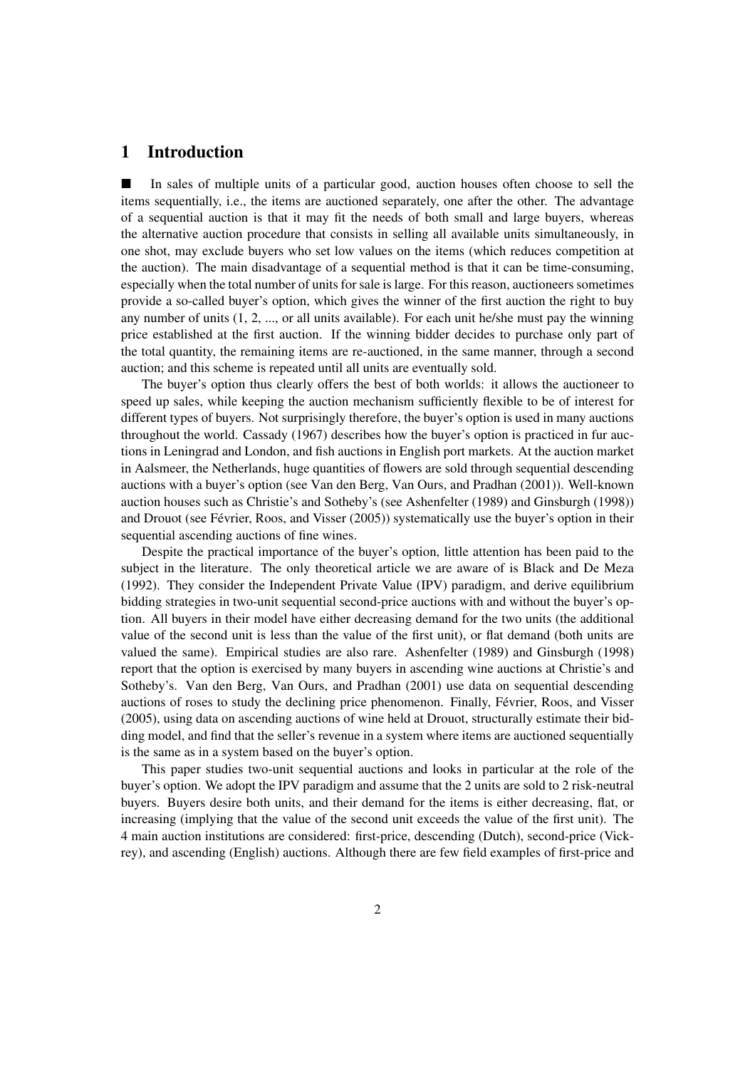# 1 Introduction

■ In sales of multiple units of a particular good, auction houses often choose to sell the items sequentially, i.e., the items are auctioned separately, one after the other. The advantage of a sequential auction is that it may fit the needs of both small and large buyers, whereas the alternative auction procedure that consists in selling all available units simultaneously, in one shot, may exclude buyers who set low values on the items (which reduces competition at the auction). The main disadvantage of a sequential method is that it can be time-consuming, especially when the total number of units for sale is large. For this reason, auctioneers sometimes provide a so-called buyer's option, which gives the winner of the first auction the right to buy any number of units (1, 2, ..., or all units available). For each unit he/she must pay the winning price established at the first auction. If the winning bidder decides to purchase only part of the total quantity, the remaining items are re-auctioned, in the same manner, through a second auction; and this scheme is repeated until all units are eventually sold.

The buyer's option thus clearly offers the best of both worlds: it allows the auctioneer to speed up sales, while keeping the auction mechanism sufficiently flexible to be of interest for different types of buyers. Not surprisingly therefore, the buyer's option is used in many auctions throughout the world. Cassady (1967) describes how the buyer's option is practiced in fur auctions in Leningrad and London, and fish auctions in English port markets. At the auction market in Aalsmeer, the Netherlands, huge quantities of flowers are sold through sequential descending auctions with a buyer's option (see Van den Berg, Van Ours, and Pradhan (2001)). Well-known auction houses such as Christie's and Sotheby's (see Ashenfelter (1989) and Ginsburgh (1998)) and Drouot (see Février, Roos, and Visser (2005)) systematically use the buyer's option in their sequential ascending auctions of fine wines.

Despite the practical importance of the buyer's option, little attention has been paid to the subject in the literature. The only theoretical article we are aware of is Black and De Meza (1992). They consider the Independent Private Value (IPV) paradigm, and derive equilibrium bidding strategies in two-unit sequential second-price auctions with and without the buyer's option. All buyers in their model have either decreasing demand for the two units (the additional value of the second unit is less than the value of the first unit), or flat demand (both units are valued the same). Empirical studies are also rare. Ashenfelter (1989) and Ginsburgh (1998) report that the option is exercised by many buyers in ascending wine auctions at Christie's and Sotheby's. Van den Berg, Van Ours, and Pradhan (2001) use data on sequential descending auctions of roses to study the declining price phenomenon. Finally, Février, Roos, and Visser (2005), using data on ascending auctions of wine held at Drouot, structurally estimate their bidding model, and find that the seller's revenue in a system where items are auctioned sequentially is the same as in a system based on the buyer's option.

This paper studies two-unit sequential auctions and looks in particular at the role of the buyer's option. We adopt the IPV paradigm and assume that the 2 units are sold to 2 risk-neutral buyers. Buyers desire both units, and their demand for the items is either decreasing, flat, or increasing (implying that the value of the second unit exceeds the value of the first unit). The 4 main auction institutions are considered: first-price, descending (Dutch), second-price (Vickrey), and ascending (English) auctions. Although there are few field examples of first-price and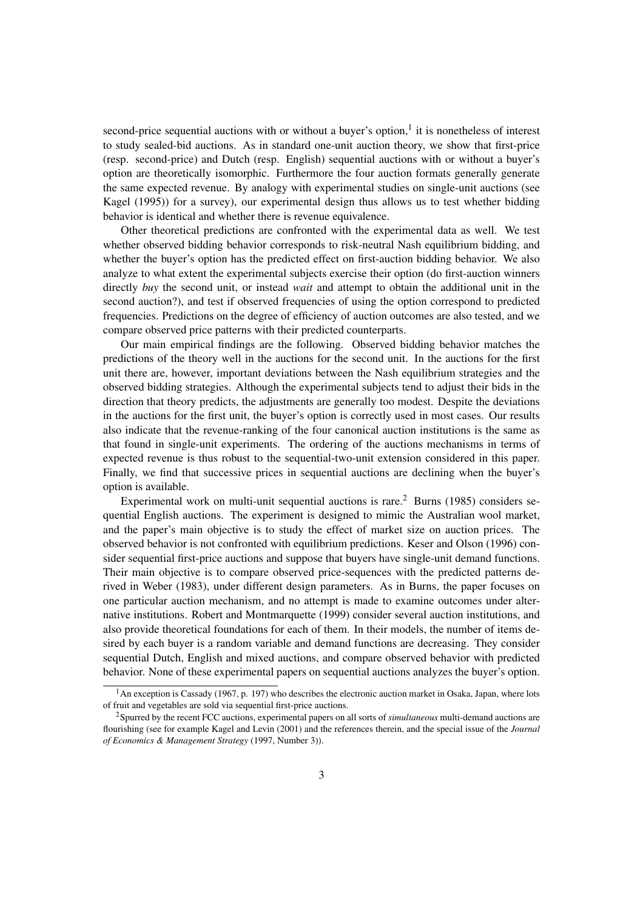second-price sequential auctions with or without a buyer's option,[1] it is nonetheless of interest to study sealed-bid auctions. As in standard one-unit auction theory, we show that first-price (resp. second-price) and Dutch (resp. English) sequential auctions with or without a buyer's option are theoretically isomorphic. Furthermore the four auction formats generally generate the same expected revenue. By analogy with experimental studies on single-unit auctions (see Kagel (1995)) for a survey), our experimental design thus allows us to test whether bidding behavior is identical and whether there is revenue equivalence.

Other theoretical predictions are confronted with the experimental data as well. We test whether observed bidding behavior corresponds to risk-neutral Nash equilibrium bidding, and whether the buyer's option has the predicted effect on first-auction bidding behavior. We also analyze to what extent the experimental subjects exercise their option (do first-auction winners directly *buy* the second unit, or instead *wait* and attempt to obtain the additional unit in the second auction?), and test if observed frequencies of using the option correspond to predicted frequencies. Predictions on the degree of efficiency of auction outcomes are also tested, and we compare observed price patterns with their predicted counterparts.

Our main empirical findings are the following. Observed bidding behavior matches the predictions of the theory well in the auctions for the second unit. In the auctions for the first unit there are, however, important deviations between the Nash equilibrium strategies and the observed bidding strategies. Although the experimental subjects tend to adjust their bids in the direction that theory predicts, the adjustments are generally too modest. Despite the deviations in the auctions for the first unit, the buyer's option is correctly used in most cases. Our results also indicate that the revenue-ranking of the four canonical auction institutions is the same as that found in single-unit experiments. The ordering of the auctions mechanisms in terms of expected revenue is thus robust to the sequential-two-unit extension considered in this paper. Finally, we find that successive prices in sequential auctions are declining when the buyer's option is available.

Experimental work on multi-unit sequential auctions is rare.[2] Burns (1985) considers sequential English auctions. The experiment is designed to mimic the Australian wool market, and the paper's main objective is to study the effect of market size on auction prices. The observed behavior is not confronted with equilibrium predictions. Keser and Olson (1996) consider sequential first-price auctions and suppose that buyers have single-unit demand functions. Their main objective is to compare observed price-sequences with the predicted patterns derived in Weber (1983), under different design parameters. As in Burns, the paper focuses on one particular auction mechanism, and no attempt is made to examine outcomes under alternative institutions. Robert and Montmarquette (1999) consider several auction institutions, and also provide theoretical foundations for each of them. In their models, the number of items desired by each buyer is a random variable and demand functions are decreasing. They consider sequential Dutch, English and mixed auctions, and compare observed behavior with predicted behavior. None of these experimental papers on sequential auctions analyzes the buyer's option.

[1] An exception is Cassady (1967, p. 197) who describes the electronic auction market in Osaka, Japan, where lots of fruit and vegetables are sold via sequential first-price auctions.

[2] Spurred by the recent FCC auctions, experimental papers on all sorts of *simultaneous* multi-demand auctions are flourishing (see for example Kagel and Levin (2001) and the references therein, and the special issue of the *Journal of Economics & Management Strategy* (1997, Number 3)).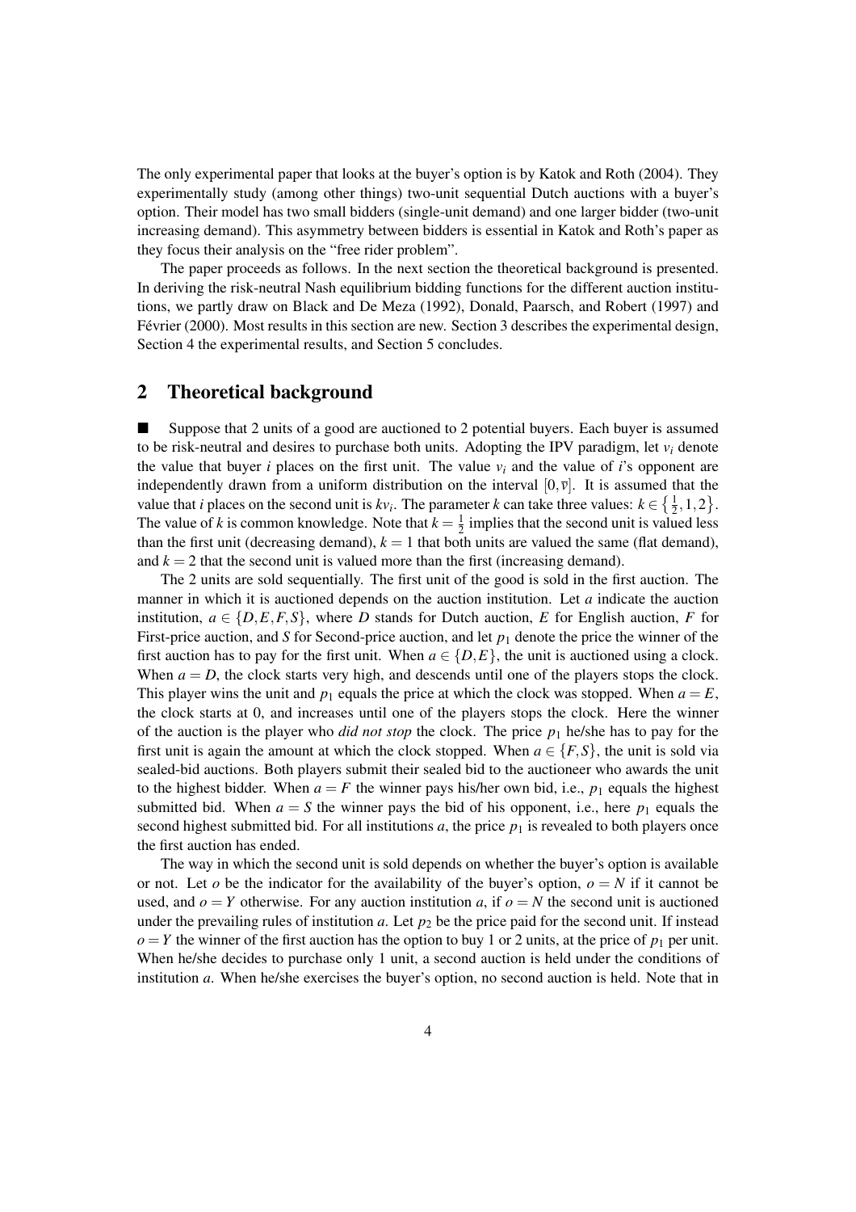The only experimental paper that looks at the buyer's option is by Katok and Roth (2004). They experimentally study (among other things) two-unit sequential Dutch auctions with a buyer's option. Their model has two small bidders (single-unit demand) and one larger bidder (two-unit increasing demand). This asymmetry between bidders is essential in Katok and Roth's paper as they focus their analysis on the "free rider problem".

The paper proceeds as follows. In the next section the theoretical background is presented. In deriving the risk-neutral Nash equilibrium bidding functions for the different auction institutions, we partly draw on Black and De Meza (1992), Donald, Paarsch, and Robert (1997) and Février (2000). Most results in this section are new. Section 3 describes the experimental design, Section 4 the experimental results, and Section 5 concludes.

## 2 Theoretical background

■ Suppose that 2 units of a good are auctioned to 2 potential buyers. Each buyer is assumed to be risk-neutral and desires to purchase both units. Adopting the IPV paradigm, let $v_i$ denote the value that buyer $i$ places on the first unit. The value $v_i$ and the value of $i$'s opponent are independently drawn from a uniform distribution on the interval $[0, \bar{v}]$. It is assumed that the value that $i$ places on the second unit is $kv_i$. The parameter $k$ can take three values: $k \in \left\{\frac{1}{2}, 1, 2\right\}$. The value of $k$ is common knowledge. Note that $k = \frac{1}{2}$ implies that the second unit is valued less than the first unit (decreasing demand), $k = 1$ that both units are valued the same (flat demand), and $k = 2$ that the second unit is valued more than the first (increasing demand).

The 2 units are sold sequentially. The first unit of the good is sold in the first auction. The manner in which it is auctioned depends on the auction institution. Let $a$ indicate the auction institution, $a \in \{D, E, F, S\}$, where $D$ stands for Dutch auction, $E$ for English auction, $F$ for First-price auction, and $S$ for Second-price auction, and let $p_1$ denote the price the winner of the first auction has to pay for the first unit. When $a \in \{D, E\}$, the unit is auctioned using a clock. When $a = D$, the clock starts very high, and descends until one of the players stops the clock. This player wins the unit and $p_1$ equals the price at which the clock was stopped. When $a = E$, the clock starts at 0, and increases until one of the players stops the clock. Here the winner of the auction is the player who *did not stop* the clock. The price $p_1$ he/she has to pay for the first unit is again the amount at which the clock stopped. When $a \in \{F, S\}$, the unit is sold via sealed-bid auctions. Both players submit their sealed bid to the auctioneer who awards the unit to the highest bidder. When $a = F$ the winner pays his/her own bid, i.e., $p_1$ equals the highest submitted bid. When $a = S$ the winner pays the bid of his opponent, i.e., here $p_1$ equals the second highest submitted bid. For all institutions $a$, the price $p_1$ is revealed to both players once the first auction has ended.

The way in which the second unit is sold depends on whether the buyer's option is available or not. Let $o$ be the indicator for the availability of the buyer's option, $o = N$ if it cannot be used, and $o = Y$ otherwise. For any auction institution $a$, if $o = N$ the second unit is auctioned under the prevailing rules of institution $a$. Let $p_2$ be the price paid for the second unit. If instead $o = Y$ the winner of the first auction has the option to buy 1 or 2 units, at the price of $p_1$ per unit. When he/she decides to purchase only 1 unit, a second auction is held under the conditions of institution $a$. When he/she exercises the buyer's option, no second auction is held. Note that in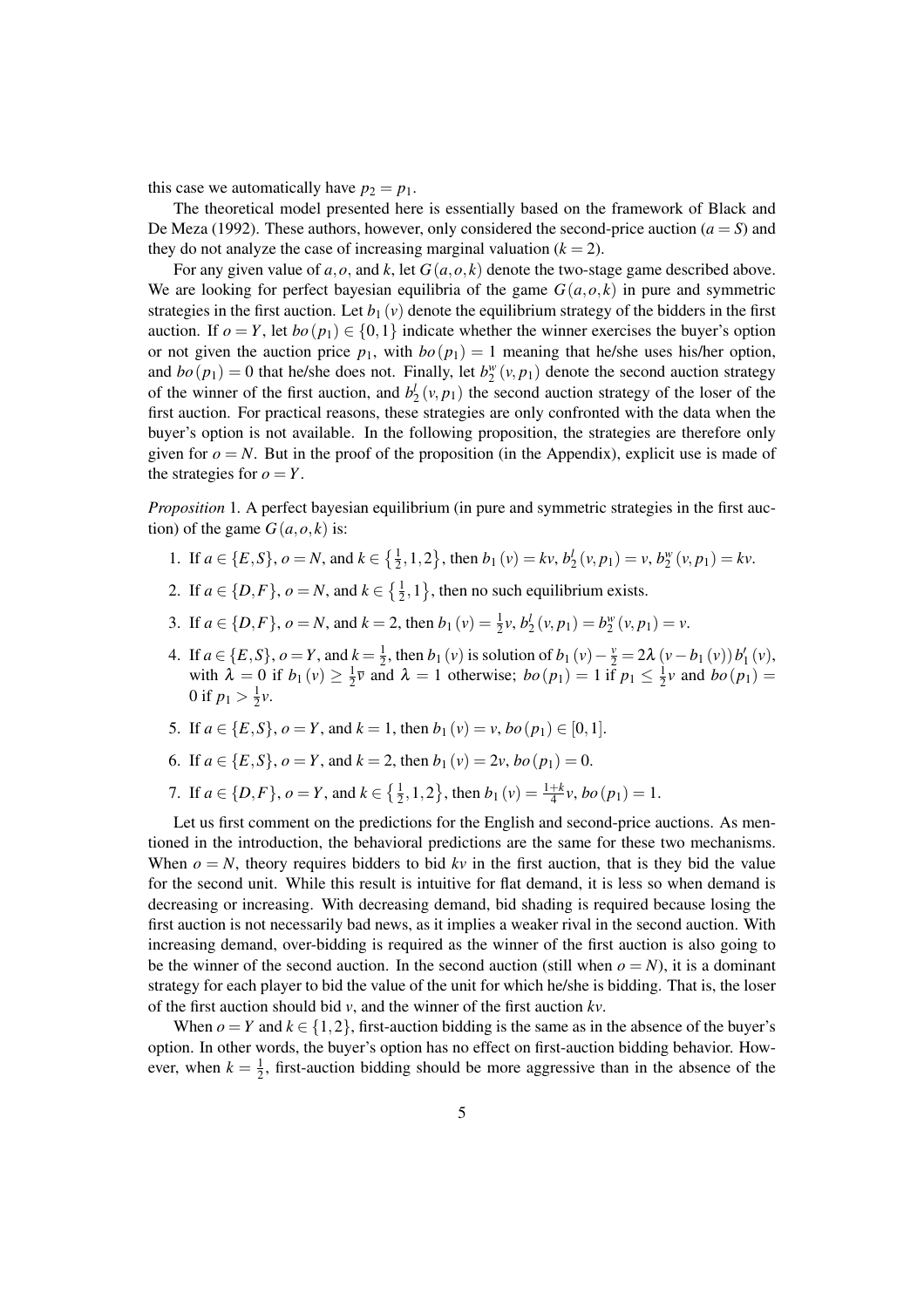this case we automatically have $p_2 = p_1$.

The theoretical model presented here is essentially based on the framework of Black and De Meza (1992). These authors, however, only considered the second-price auction ($a = S$) and they do not analyze the case of increasing marginal valuation ($k = 2$).

For any given value of $a, o$, and $k$, let $G(a,o,k)$ denote the two-stage game described above. We are looking for perfect bayesian equilibria of the game $G(a,o,k)$ in pure and symmetric strategies in the first auction. Let $b_1(v)$ denote the equilibrium strategy of the bidders in the first auction. If $o = Y$, let $bo(p_1) \in \{0,1\}$ indicate whether the winner exercises the buyer's option or not given the auction price $p_1$, with $bo(p_1) = 1$ meaning that he/she uses his/her option, and $bo(p_1) = 0$ that he/she does not. Finally, let $b_2^w(v, p_1)$ denote the second auction strategy of the winner of the first auction, and $b_2^l(v, p_1)$ the second auction strategy of the loser of the first auction. For practical reasons, these strategies are only confronted with the data when the buyer's option is not available. In the following proposition, the strategies are therefore only given for $o = N$. But in the proof of the proposition (in the Appendix), explicit use is made of the strategies for $o = Y$.

*Proposition* 1. A perfect bayesian equilibrium (in pure and symmetric strategies in the first auction) of the game $G(a,o,k)$ is:

1. If $a \in \{E,S\}$, $o = N$, and $k \in \left\{\frac{1}{2}, 1, 2\right\}$, then $b_1(v) = kv$, $b_2^l(v, p_1) = v$, $b_2^w(v, p_1) = kv$.
2. If $a \in \{D,F\}$, $o = N$, and $k \in \left\{\frac{1}{2}, 1\right\}$, then no such equilibrium exists.
3. If $a \in \{D,F\}$, $o = N$, and $k = 2$, then $b_1(v) = \frac{1}{2}v$, $b_2^l(v, p_1) = b_2^w(v, p_1) = v$.
4. If $a \in \{E,S\}$, $o = Y$, and $k = \frac{1}{2}$, then $b_1(v)$ is solution of $b_1(v) - \frac{v}{2} = 2\lambda\,(v - b_1(v))\, b_1'(v)$, with $\lambda = 0$ if $b_1(v) \geq \frac{1}{2}\overline{v}$ and $\lambda = 1$ otherwise; $bo(p_1) = 1$ if $p_1 \leq \frac{1}{2}v$ and $bo(p_1) = 0$ if $p_1 > \frac{1}{2}v$.
5. If $a \in \{E,S\}$, $o = Y$, and $k = 1$, then $b_1(v) = v$, $bo(p_1) \in [0,1]$.
6. If $a \in \{E,S\}$, $o = Y$, and $k = 2$, then $b_1(v) = 2v$, $bo(p_1) = 0$.
7. If $a \in \{D,F\}$, $o = Y$, and $k \in \left\{\frac{1}{2}, 1, 2\right\}$, then $b_1(v) = \frac{1+k}{4}v$, $bo(p_1) = 1$.

Let us first comment on the predictions for the English and second-price auctions. As mentioned in the introduction, the behavioral predictions are the same for these two mechanisms. When $o = N$, theory requires bidders to bid $kv$ in the first auction, that is they bid the value for the second unit. While this result is intuitive for flat demand, it is less so when demand is decreasing or increasing. With decreasing demand, bid shading is required because losing the first auction is not necessarily bad news, as it implies a weaker rival in the second auction. With increasing demand, over-bidding is required as the winner of the first auction is also going to be the winner of the second auction. In the second auction (still when $o = N$), it is a dominant strategy for each player to bid the value of the unit for which he/she is bidding. That is, the loser of the first auction should bid $v$, and the winner of the first auction $kv$.

When $o = Y$ and $k \in \{1,2\}$, first-auction bidding is the same as in the absence of the buyer's option. In other words, the buyer's option has no effect on first-auction bidding behavior. However, when $k = \frac{1}{2}$, first-auction bidding should be more aggressive than in the absence of the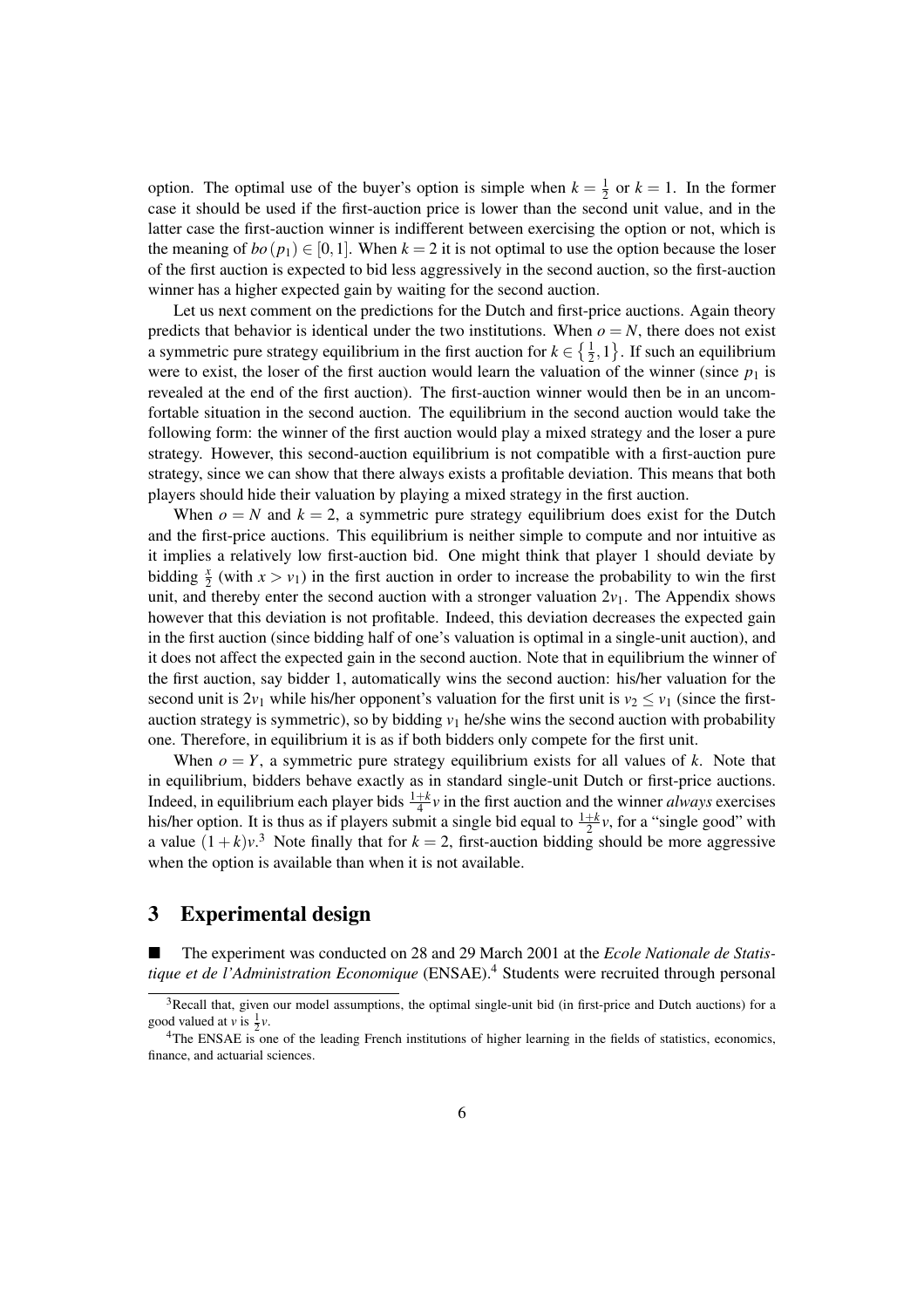option. The optimal use of the buyer's option is simple when $k = \frac{1}{2}$ or $k = 1$. In the former case it should be used if the first-auction price is lower than the second unit value, and in the latter case the first-auction winner is indifferent between exercising the option or not, which is the meaning of $bo(p_1) \in [0,1]$. When $k = 2$ it is not optimal to use the option because the loser of the first auction is expected to bid less aggressively in the second auction, so the first-auction winner has a higher expected gain by waiting for the second auction.

Let us next comment on the predictions for the Dutch and first-price auctions. Again theory predicts that behavior is identical under the two institutions. When $o = N$, there does not exist a symmetric pure strategy equilibrium in the first auction for $k \in \left\{\frac{1}{2}, 1\right\}$. If such an equilibrium were to exist, the loser of the first auction would learn the valuation of the winner (since $p_1$ is revealed at the end of the first auction). The first-auction winner would then be in an uncomfortable situation in the second auction. The equilibrium in the second auction would take the following form: the winner of the first auction would play a mixed strategy and the loser a pure strategy. However, this second-auction equilibrium is not compatible with a first-auction pure strategy, since we can show that there always exists a profitable deviation. This means that both players should hide their valuation by playing a mixed strategy in the first auction.

When $o = N$ and $k = 2$, a symmetric pure strategy equilibrium does exist for the Dutch and the first-price auctions. This equilibrium is neither simple to compute and nor intuitive as it implies a relatively low first-auction bid. One might think that player 1 should deviate by bidding $\frac{x}{2}$ (with $x > v_1$) in the first auction in order to increase the probability to win the first unit, and thereby enter the second auction with a stronger valuation $2v_1$. The Appendix shows however that this deviation is not profitable. Indeed, this deviation decreases the expected gain in the first auction (since bidding half of one's valuation is optimal in a single-unit auction), and it does not affect the expected gain in the second auction. Note that in equilibrium the winner of the first auction, say bidder 1, automatically wins the second auction: his/her valuation for the second unit is $2v_1$ while his/her opponent's valuation for the first unit is $v_2 \leq v_1$ (since the first-auction strategy is symmetric), so by bidding $v_1$ he/she wins the second auction with probability one. Therefore, in equilibrium it is as if both bidders only compete for the first unit.

When $o = Y$, a symmetric pure strategy equilibrium exists for all values of $k$. Note that in equilibrium, bidders behave exactly as in standard single-unit Dutch or first-price auctions. Indeed, in equilibrium each player bids $\frac{1+k}{4}v$ in the first auction and the winner *always* exercises his/her option. It is thus as if players submit a single bid equal to $\frac{1+k}{2}v$, for a "single good" with a value $(1+k)v$.[3] Note finally that for $k = 2$, first-auction bidding should be more aggressive when the option is available than when it is not available.

## 3 Experimental design

■ The experiment was conducted on 28 and 29 March 2001 at the *Ecole Nationale de Statistique et de l'Administration Economique* (ENSAE).[4] Students were recruited through personal

---

[3] Recall that, given our model assumptions, the optimal single-unit bid (in first-price and Dutch auctions) for a good valued at $v$ is $\frac{1}{2}v$.

[4] The ENSAE is one of the leading French institutions of higher learning in the fields of statistics, economics, finance, and actuarial sciences.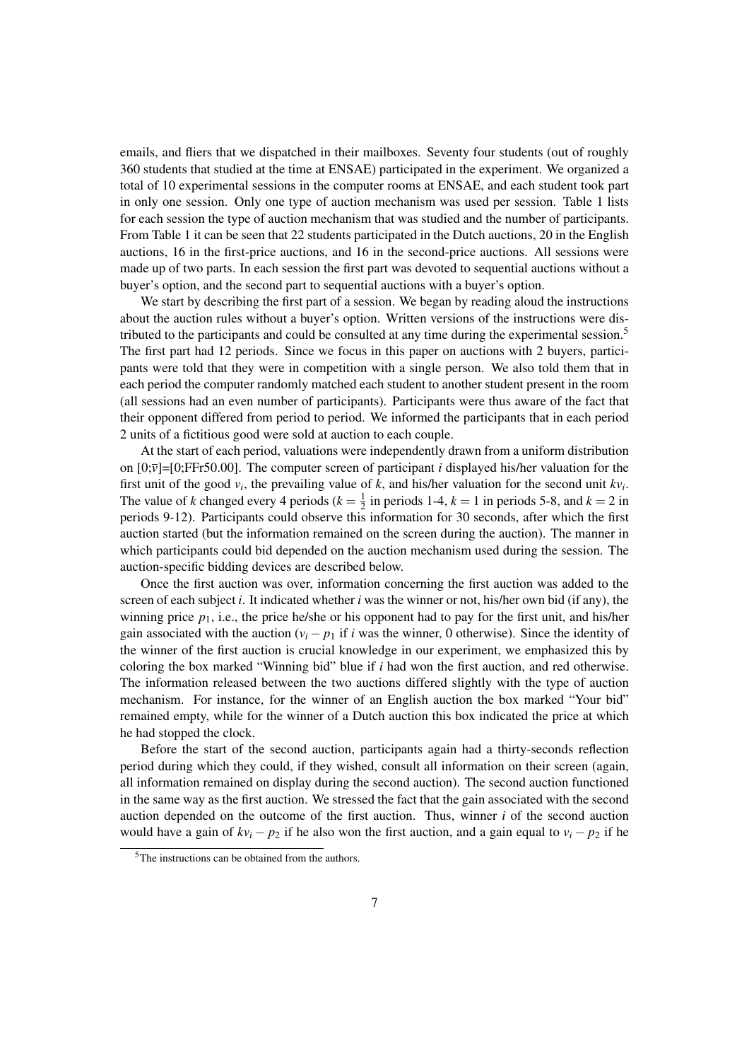emails, and fliers that we dispatched in their mailboxes. Seventy four students (out of roughly 360 students that studied at the time at ENSAE) participated in the experiment. We organized a total of 10 experimental sessions in the computer rooms at ENSAE, and each student took part in only one session. Only one type of auction mechanism was used per session. Table 1 lists for each session the type of auction mechanism that was studied and the number of participants. From Table 1 it can be seen that 22 students participated in the Dutch auctions, 20 in the English auctions, 16 in the first-price auctions, and 16 in the second-price auctions. All sessions were made up of two parts. In each session the first part was devoted to sequential auctions without a buyer's option, and the second part to sequential auctions with a buyer's option.

We start by describing the first part of a session. We began by reading aloud the instructions about the auction rules without a buyer's option. Written versions of the instructions were distributed to the participants and could be consulted at any time during the experimental session.[5] The first part had 12 periods. Since we focus in this paper on auctions with 2 buyers, participants were told that they were in competition with a single person. We also told them that in each period the computer randomly matched each student to another student present in the room (all sessions had an even number of participants). Participants were thus aware of the fact that their opponent differed from period to period. We informed the participants that in each period 2 units of a fictitious good were sold at auction to each couple.

At the start of each period, valuations were independently drawn from a uniform distribution on $[0;\bar{v}]$=[0;FFr50.00]. The computer screen of participant $i$ displayed his/her valuation for the first unit of the good $v_i$, the prevailing value of $k$, and his/her valuation for the second unit $kv_i$. The value of $k$ changed every 4 periods ($k = \frac{1}{2}$ in periods 1-4, $k = 1$ in periods 5-8, and $k = 2$ in periods 9-12). Participants could observe this information for 30 seconds, after which the first auction started (but the information remained on the screen during the auction). The manner in which participants could bid depended on the auction mechanism used during the session. The auction-specific bidding devices are described below.

Once the first auction was over, information concerning the first auction was added to the screen of each subject $i$. It indicated whether $i$ was the winner or not, his/her own bid (if any), the winning price $p_1$, i.e., the price he/she or his opponent had to pay for the first unit, and his/her gain associated with the auction ($v_i - p_1$ if $i$ was the winner, 0 otherwise). Since the identity of the winner of the first auction is crucial knowledge in our experiment, we emphasized this by coloring the box marked "Winning bid" blue if $i$ had won the first auction, and red otherwise. The information released between the two auctions differed slightly with the type of auction mechanism. For instance, for the winner of an English auction the box marked "Your bid" remained empty, while for the winner of a Dutch auction this box indicated the price at which he had stopped the clock.

Before the start of the second auction, participants again had a thirty-seconds reflection period during which they could, if they wished, consult all information on their screen (again, all information remained on display during the second auction). The second auction functioned in the same way as the first auction. We stressed the fact that the gain associated with the second auction depended on the outcome of the first auction. Thus, winner $i$ of the second auction would have a gain of $kv_i - p_2$ if he also won the first auction, and a gain equal to $v_i - p_2$ if he

[5] The instructions can be obtained from the authors.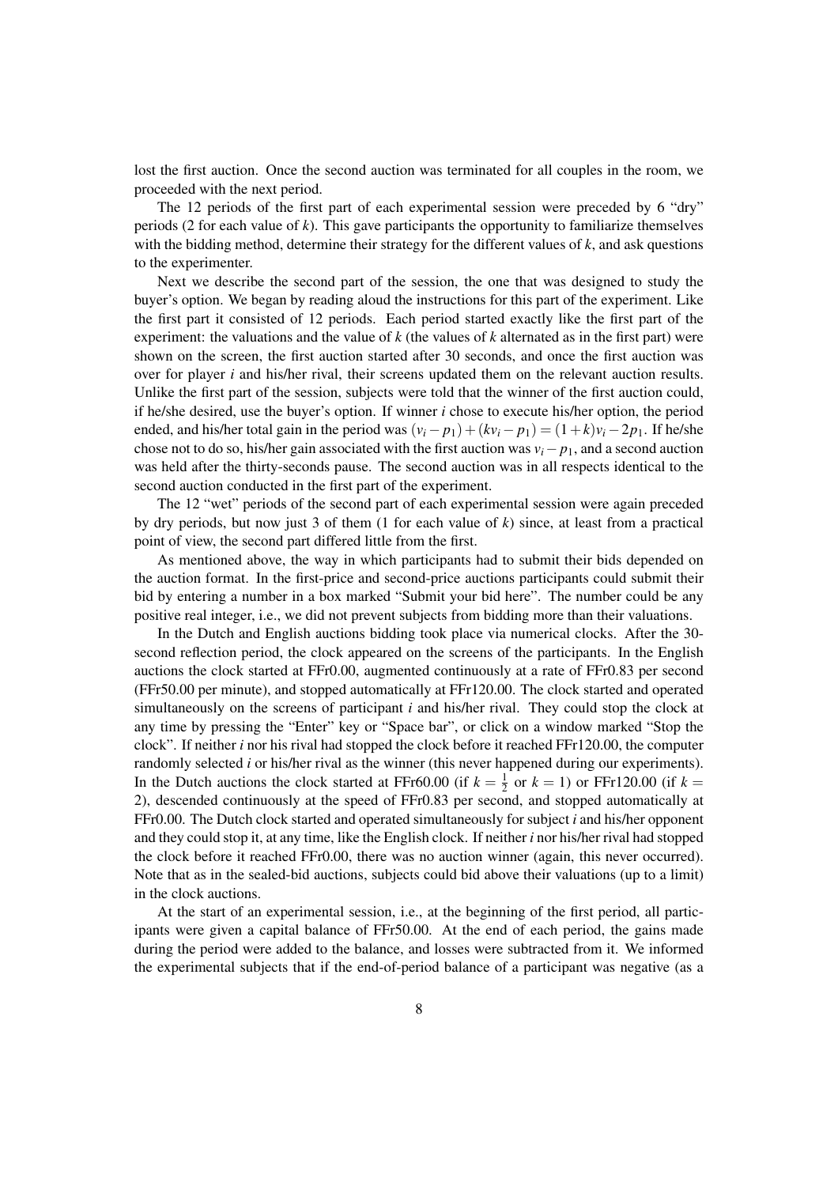lost the first auction. Once the second auction was terminated for all couples in the room, we proceeded with the next period.

The 12 periods of the first part of each experimental session were preceded by 6 "dry" periods (2 for each value of $k$). This gave participants the opportunity to familiarize themselves with the bidding method, determine their strategy for the different values of $k$, and ask questions to the experimenter.

Next we describe the second part of the session, the one that was designed to study the buyer's option. We began by reading aloud the instructions for this part of the experiment. Like the first part it consisted of 12 periods. Each period started exactly like the first part of the experiment: the valuations and the value of $k$ (the values of $k$ alternated as in the first part) were shown on the screen, the first auction started after 30 seconds, and once the first auction was over for player $i$ and his/her rival, their screens updated them on the relevant auction results. Unlike the first part of the session, subjects were told that the winner of the first auction could, if he/she desired, use the buyer's option. If winner $i$ chose to execute his/her option, the period ended, and his/her total gain in the period was $(v_i - p_1) + (kv_i - p_1) = (1+k)v_i - 2p_1$. If he/she chose not to do so, his/her gain associated with the first auction was $v_i - p_1$, and a second auction was held after the thirty-seconds pause. The second auction was in all respects identical to the second auction conducted in the first part of the experiment.

The 12 "wet" periods of the second part of each experimental session were again preceded by dry periods, but now just 3 of them (1 for each value of $k$) since, at least from a practical point of view, the second part differed little from the first.

As mentioned above, the way in which participants had to submit their bids depended on the auction format. In the first-price and second-price auctions participants could submit their bid by entering a number in a box marked "Submit your bid here". The number could be any positive real integer, i.e., we did not prevent subjects from bidding more than their valuations.

In the Dutch and English auctions bidding took place via numerical clocks. After the 30-second reflection period, the clock appeared on the screens of the participants. In the English auctions the clock started at FFr0.00, augmented continuously at a rate of FFr0.83 per second (FFr50.00 per minute), and stopped automatically at FFr120.00. The clock started and operated simultaneously on the screens of participant $i$ and his/her rival. They could stop the clock at any time by pressing the "Enter" key or "Space bar", or click on a window marked "Stop the clock". If neither $i$ nor his rival had stopped the clock before it reached FFr120.00, the computer randomly selected $i$ or his/her rival as the winner (this never happened during our experiments). In the Dutch auctions the clock started at FFr60.00 (if $k = \frac{1}{2}$ or $k = 1$) or FFr120.00 (if $k = 2$), descended continuously at the speed of FFr0.83 per second, and stopped automatically at FFr0.00. The Dutch clock started and operated simultaneously for subject $i$ and his/her opponent and they could stop it, at any time, like the English clock. If neither $i$ nor his/her rival had stopped the clock before it reached FFr0.00, there was no auction winner (again, this never occurred). Note that as in the sealed-bid auctions, subjects could bid above their valuations (up to a limit) in the clock auctions.

At the start of an experimental session, i.e., at the beginning of the first period, all participants were given a capital balance of FFr50.00. At the end of each period, the gains made during the period were added to the balance, and losses were subtracted from it. We informed the experimental subjects that if the end-of-period balance of a participant was negative (as a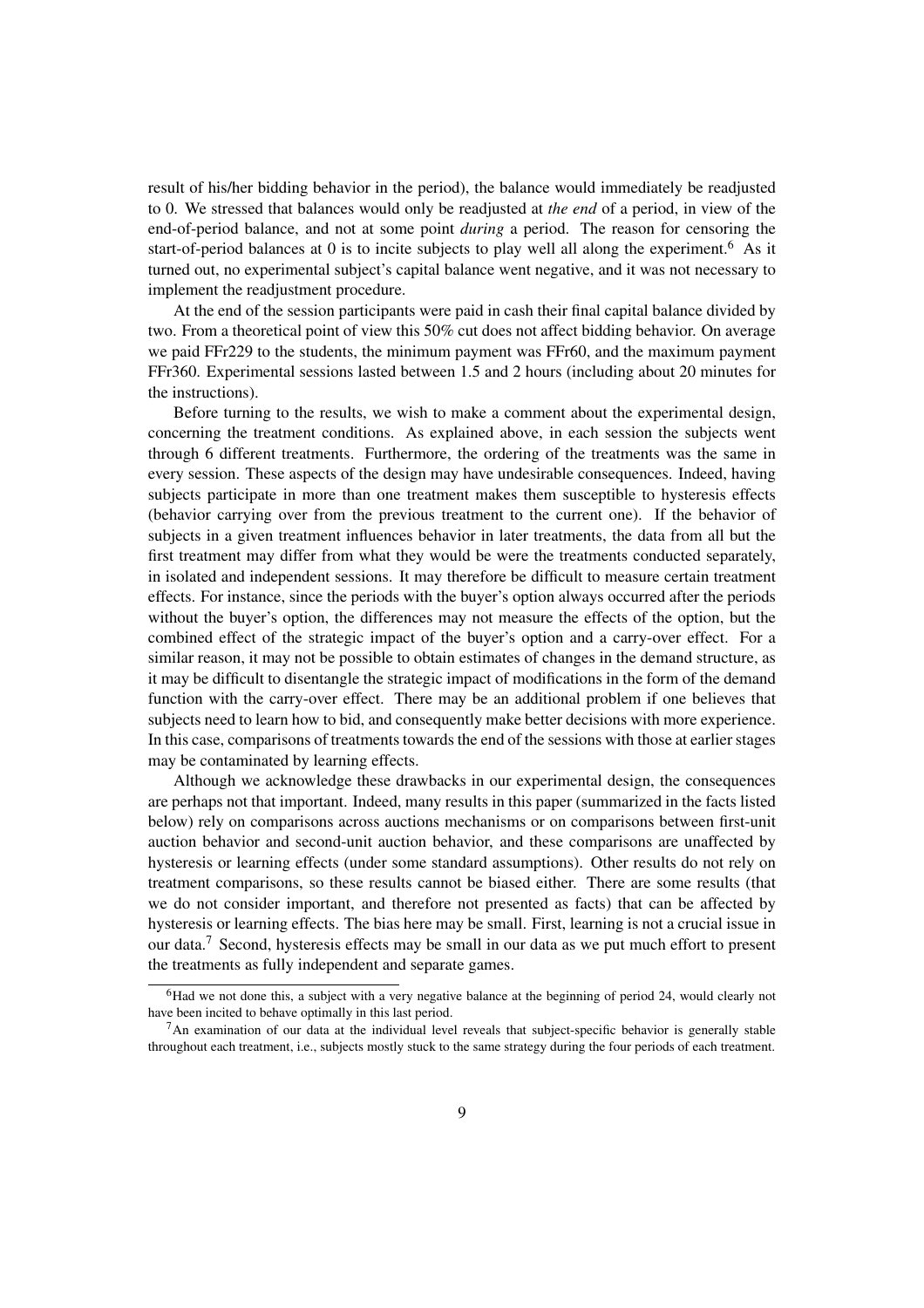result of his/her bidding behavior in the period), the balance would immediately be readjusted to 0. We stressed that balances would only be readjusted at *the end* of a period, in view of the end-of-period balance, and not at some point *during* a period. The reason for censoring the start-of-period balances at 0 is to incite subjects to play well all along the experiment.[6] As it turned out, no experimental subject's capital balance went negative, and it was not necessary to implement the readjustment procedure.

At the end of the session participants were paid in cash their final capital balance divided by two. From a theoretical point of view this 50% cut does not affect bidding behavior. On average we paid FFr229 to the students, the minimum payment was FFr60, and the maximum payment FFr360. Experimental sessions lasted between 1.5 and 2 hours (including about 20 minutes for the instructions).

Before turning to the results, we wish to make a comment about the experimental design, concerning the treatment conditions. As explained above, in each session the subjects went through 6 different treatments. Furthermore, the ordering of the treatments was the same in every session. These aspects of the design may have undesirable consequences. Indeed, having subjects participate in more than one treatment makes them susceptible to hysteresis effects (behavior carrying over from the previous treatment to the current one). If the behavior of subjects in a given treatment influences behavior in later treatments, the data from all but the first treatment may differ from what they would be were the treatments conducted separately, in isolated and independent sessions. It may therefore be difficult to measure certain treatment effects. For instance, since the periods with the buyer's option always occurred after the periods without the buyer's option, the differences may not measure the effects of the option, but the combined effect of the strategic impact of the buyer's option and a carry-over effect. For a similar reason, it may not be possible to obtain estimates of changes in the demand structure, as it may be difficult to disentangle the strategic impact of modifications in the form of the demand function with the carry-over effect. There may be an additional problem if one believes that subjects need to learn how to bid, and consequently make better decisions with more experience. In this case, comparisons of treatments towards the end of the sessions with those at earlier stages may be contaminated by learning effects.

Although we acknowledge these drawbacks in our experimental design, the consequences are perhaps not that important. Indeed, many results in this paper (summarized in the facts listed below) rely on comparisons across auctions mechanisms or on comparisons between first-unit auction behavior and second-unit auction behavior, and these comparisons are unaffected by hysteresis or learning effects (under some standard assumptions). Other results do not rely on treatment comparisons, so these results cannot be biased either. There are some results (that we do not consider important, and therefore not presented as facts) that can be affected by hysteresis or learning effects. The bias here may be small. First, learning is not a crucial issue in our data.[7] Second, hysteresis effects may be small in our data as we put much effort to present the treatments as fully independent and separate games.

[6] Had we not done this, a subject with a very negative balance at the beginning of period 24, would clearly not have been incited to behave optimally in this last period.

[7] An examination of our data at the individual level reveals that subject-specific behavior is generally stable throughout each treatment, i.e., subjects mostly stuck to the same strategy during the four periods of each treatment.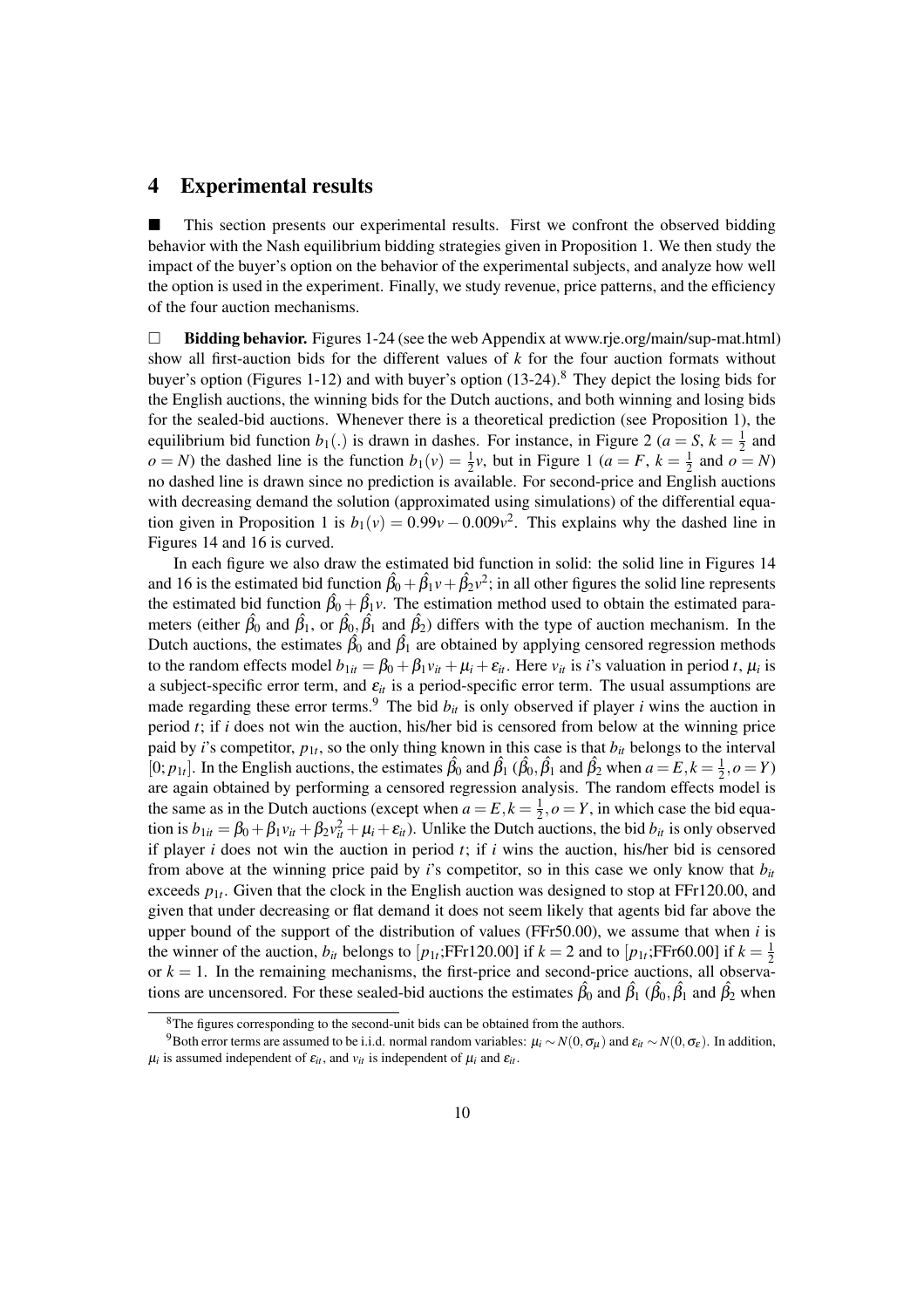## 4 Experimental results

■ This section presents our experimental results. First we confront the observed bidding behavior with the Nash equilibrium bidding strategies given in Proposition 1. We then study the impact of the buyer's option on the behavior of the experimental subjects, and analyze how well the option is used in the experiment. Finally, we study revenue, price patterns, and the efficiency of the four auction mechanisms.

□ **Bidding behavior.** Figures 1-24 (see the web Appendix at www.rje.org/main/sup-mat.html) show all first-auction bids for the different values of $k$ for the four auction formats without buyer's option (Figures 1-12) and with buyer's option (13-24).[8] They depict the losing bids for the English auctions, the winning bids for the Dutch auctions, and both winning and losing bids for the sealed-bid auctions. Whenever there is a theoretical prediction (see Proposition 1), the equilibrium bid function $b_1(.)$ is drawn in dashes. For instance, in Figure 2 ($a = S$, $k = \frac{1}{2}$ and $o = N$) the dashed line is the function $b_1(v) = \frac{1}{2}v$, but in Figure 1 ($a = F$, $k = \frac{1}{2}$ and $o = N$) no dashed line is drawn since no prediction is available. For second-price and English auctions with decreasing demand the solution (approximated using simulations) of the differential equation given in Proposition 1 is $b_1(v) = 0.99v - 0.009v^2$. This explains why the dashed line in Figures 14 and 16 is curved.

In each figure we also draw the estimated bid function in solid: the solid line in Figures 14 and 16 is the estimated bid function $\hat{\beta}_0 + \hat{\beta}_1 v + \hat{\beta}_2 v^2$; in all other figures the solid line represents the estimated bid function $\hat{\beta}_0 + \hat{\beta}_1 v$. The estimation method used to obtain the estimated parameters (either $\hat{\beta}_0$ and $\hat{\beta}_1$, or $\hat{\beta}_0, \hat{\beta}_1$ and $\hat{\beta}_2$) differs with the type of auction mechanism. In the Dutch auctions, the estimates $\hat{\beta}_0$ and $\hat{\beta}_1$ are obtained by applying censored regression methods to the random effects model $b_{1it} = \beta_0 + \beta_1 v_{it} + \mu_i + \varepsilon_{it}$. Here $v_{it}$ is $i$'s valuation in period $t$, $\mu_i$ is a subject-specific error term, and $\varepsilon_{it}$ is a period-specific error term. The usual assumptions are made regarding these error terms.[9] The bid $b_{it}$ is only observed if player $i$ wins the auction in period $t$; if $i$ does not win the auction, his/her bid is censored from below at the winning price paid by $i$'s competitor, $p_{1t}$, so the only thing known in this case is that $b_{it}$ belongs to the interval $[0; p_{1t}]$. In the English auctions, the estimates $\hat{\beta}_0$ and $\hat{\beta}_1$ ($\hat{\beta}_0, \hat{\beta}_1$ and $\hat{\beta}_2$ when $a = E, k = \frac{1}{2}, o = Y$) are again obtained by performing a censored regression analysis. The random effects model is the same as in the Dutch auctions (except when $a = E, k = \frac{1}{2}, o = Y$, in which case the bid equation is $b_{1it} = \beta_0 + \beta_1 v_{it} + \beta_2 v_{it}^2 + \mu_i + \varepsilon_{it}$). Unlike the Dutch auctions, the bid $b_{it}$ is only observed if player $i$ does not win the auction in period $t$; if $i$ wins the auction, his/her bid is censored from above at the winning price paid by $i$'s competitor, so in this case we only know that $b_{it}$ exceeds $p_{1t}$. Given that the clock in the English auction was designed to stop at FFr120.00, and given that under decreasing or flat demand it does not seem likely that agents bid far above the upper bound of the support of the distribution of values (FFr50.00), we assume that when $i$ is the winner of the auction, $b_{it}$ belongs to $[p_{1t};\text{FFr}120.00]$ if $k = 2$ and to $[p_{1t};\text{FFr}60.00]$ if $k = \frac{1}{2}$ or $k = 1$. In the remaining mechanisms, the first-price and second-price auctions, all observations are uncensored. For these sealed-bid auctions the estimates $\hat{\beta}_0$ and $\hat{\beta}_1$ ($\hat{\beta}_0, \hat{\beta}_1$ and $\hat{\beta}_2$ when

[8] The figures corresponding to the second-unit bids can be obtained from the authors.

[9] Both error terms are assumed to be i.i.d. normal random variables: $\mu_i \sim N(0, \sigma_\mu)$ and $\varepsilon_{it} \sim N(0, \sigma_\varepsilon)$. In addition, $\mu_i$ is assumed independent of $\varepsilon_{it}$, and $v_{it}$ is independent of $\mu_i$ and $\varepsilon_{it}$.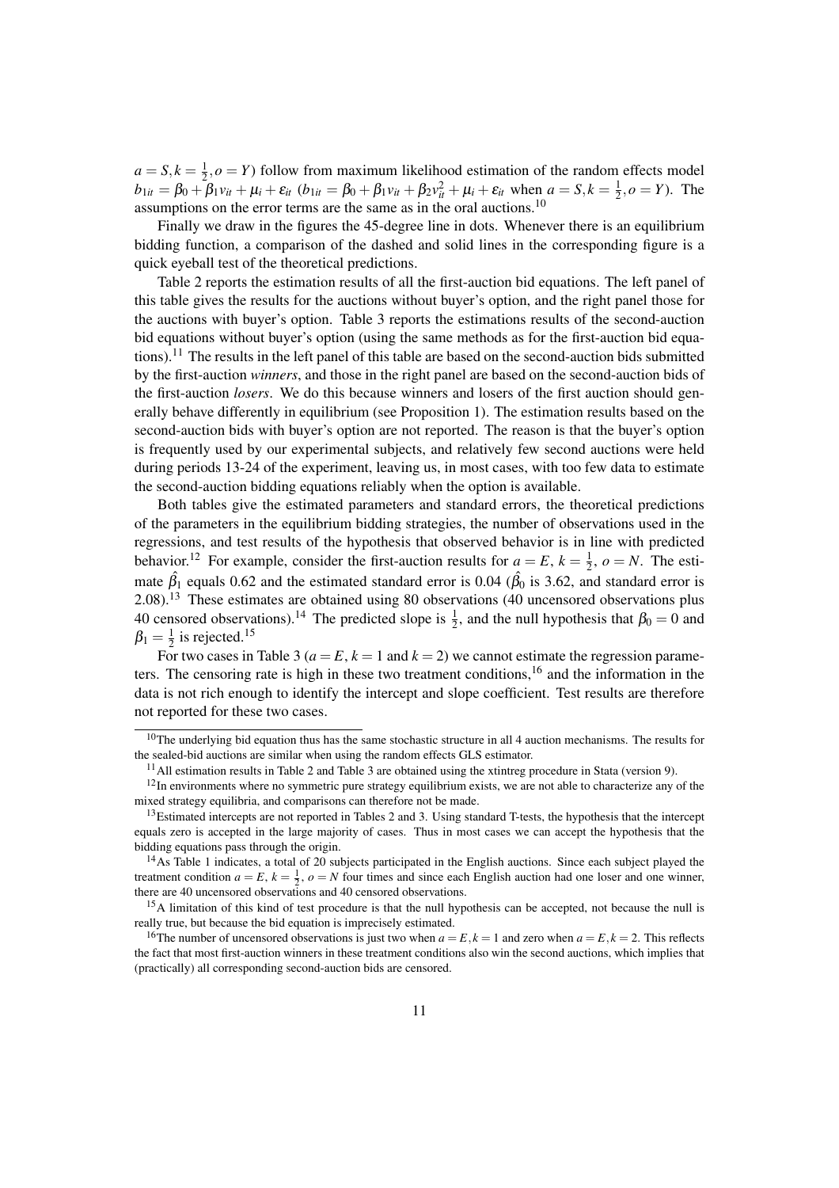$a = S, k = \frac{1}{2}, o = Y$) follow from maximum likelihood estimation of the random effects model $b_{1it} = \beta_0 + \beta_1 v_{it} + \mu_i + \varepsilon_{it}$ ($b_{1it} = \beta_0 + \beta_1 v_{it} + \beta_2 v_{it}^2 + \mu_i + \varepsilon_{it}$ when $a = S, k = \frac{1}{2}, o = Y$). The assumptions on the error terms are the same as in the oral auctions.[10]

Finally we draw in the figures the 45-degree line in dots. Whenever there is an equilibrium bidding function, a comparison of the dashed and solid lines in the corresponding figure is a quick eyeball test of the theoretical predictions.

Table 2 reports the estimation results of all the first-auction bid equations. The left panel of this table gives the results for the auctions without buyer's option, and the right panel those for the auctions with buyer's option. Table 3 reports the estimations results of the second-auction bid equations without buyer's option (using the same methods as for the first-auction bid equations).[11] The results in the left panel of this table are based on the second-auction bids submitted by the first-auction *winners*, and those in the right panel are based on the second-auction bids of the first-auction *losers*. We do this because winners and losers of the first auction should generally behave differently in equilibrium (see Proposition 1). The estimation results based on the second-auction bids with buyer's option are not reported. The reason is that the buyer's option is frequently used by our experimental subjects, and relatively few second auctions were held during periods 13-24 of the experiment, leaving us, in most cases, with too few data to estimate the second-auction bidding equations reliably when the option is available.

Both tables give the estimated parameters and standard errors, the theoretical predictions of the parameters in the equilibrium bidding strategies, the number of observations used in the regressions, and test results of the hypothesis that observed behavior is in line with predicted behavior.[12] For example, consider the first-auction results for $a = E$, $k = \frac{1}{2}$, $o = N$. The estimate $\hat{\beta}_1$ equals 0.62 and the estimated standard error is 0.04 ($\hat{\beta}_0$ is 3.62, and standard error is 2.08).[13] These estimates are obtained using 80 observations (40 uncensored observations plus 40 censored observations).[14] The predicted slope is $\frac{1}{2}$, and the null hypothesis that $\beta_0 = 0$ and $\beta_1 = \frac{1}{2}$ is rejected.[15]

For two cases in Table 3 ($a = E, k = 1$ and $k = 2$) we cannot estimate the regression parameters. The censoring rate is high in these two treatment conditions,[16] and the information in the data is not rich enough to identify the intercept and slope coefficient. Test results are therefore not reported for these two cases.

---

[10] The underlying bid equation thus has the same stochastic structure in all 4 auction mechanisms. The results for the sealed-bid auctions are similar when using the random effects GLS estimator.

[11] All estimation results in Table 2 and Table 3 are obtained using the xtintreg procedure in Stata (version 9).

[12] In environments where no symmetric pure strategy equilibrium exists, we are not able to characterize any of the mixed strategy equilibria, and comparisons can therefore not be made.

[13] Estimated intercepts are not reported in Tables 2 and 3. Using standard T-tests, the hypothesis that the intercept equals zero is accepted in the large majority of cases. Thus in most cases we can accept the hypothesis that the bidding equations pass through the origin.

[14] As Table 1 indicates, a total of 20 subjects participated in the English auctions. Since each subject played the treatment condition $a = E$, $k = \frac{1}{2}$, $o = N$ four times and since each English auction had one loser and one winner, there are 40 uncensored observations and 40 censored observations.

[15] A limitation of this kind of test procedure is that the null hypothesis can be accepted, not because the null is really true, but because the bid equation is imprecisely estimated.

[16] The number of uncensored observations is just two when $a = E, k = 1$ and zero when $a = E, k = 2$. This reflects the fact that most first-auction winners in these treatment conditions also win the second auctions, which implies that (practically) all corresponding second-auction bids are censored.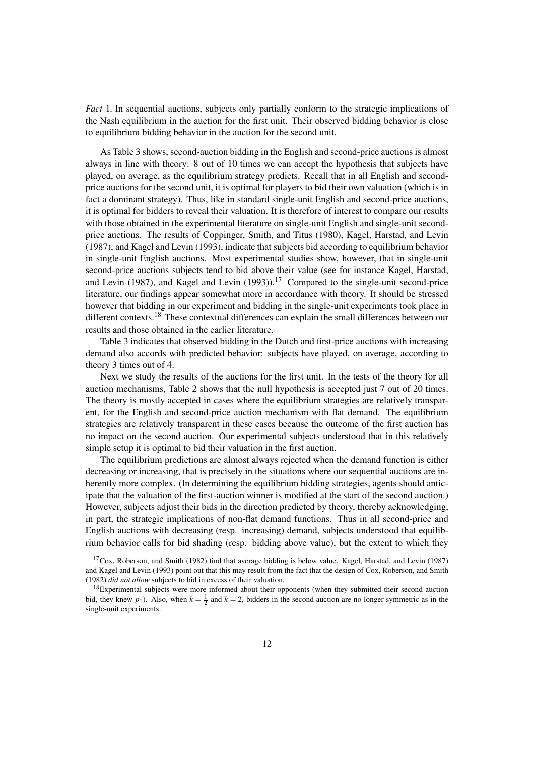*Fact* 1. In sequential auctions, subjects only partially conform to the strategic implications of the Nash equilibrium in the auction for the first unit. Their observed bidding behavior is close to equilibrium bidding behavior in the auction for the second unit.

As Table 3 shows, second-auction bidding in the English and second-price auctions is almost always in line with theory: 8 out of 10 times we can accept the hypothesis that subjects have played, on average, as the equilibrium strategy predicts. Recall that in all English and second-price auctions for the second unit, it is optimal for players to bid their own valuation (which is in fact a dominant strategy). Thus, like in standard single-unit English and second-price auctions, it is optimal for bidders to reveal their valuation. It is therefore of interest to compare our results with those obtained in the experimental literature on single-unit English and single-unit second-price auctions. The results of Coppinger, Smith, and Titus (1980), Kagel, Harstad, and Levin (1987), and Kagel and Levin (1993), indicate that subjects bid according to equilibrium behavior in single-unit English auctions. Most experimental studies show, however, that in single-unit second-price auctions subjects tend to bid above their value (see for instance Kagel, Harstad, and Levin (1987), and Kagel and Levin (1993)).[17] Compared to the single-unit second-price literature, our findings appear somewhat more in accordance with theory. It should be stressed however that bidding in our experiment and bidding in the single-unit experiments took place in different contexts.[18] These contextual differences can explain the small differences between our results and those obtained in the earlier literature.

Table 3 indicates that observed bidding in the Dutch and first-price auctions with increasing demand also accords with predicted behavior: subjects have played, on average, according to theory 3 times out of 4.

Next we study the results of the auctions for the first unit. In the tests of the theory for all auction mechanisms, Table 2 shows that the null hypothesis is accepted just 7 out of 20 times. The theory is mostly accepted in cases where the equilibrium strategies are relatively transparent, for the English and second-price auction mechanism with flat demand. The equilibrium strategies are relatively transparent in these cases because the outcome of the first auction has no impact on the second auction. Our experimental subjects understood that in this relatively simple setup it is optimal to bid their valuation in the first auction.

The equilibrium predictions are almost always rejected when the demand function is either decreasing or increasing, that is precisely in the situations where our sequential auctions are inherently more complex. (In determining the equilibrium bidding strategies, agents should anticipate that the valuation of the first-auction winner is modified at the start of the second auction.) However, subjects adjust their bids in the direction predicted by theory, thereby acknowledging, in part, the strategic implications of non-flat demand functions. Thus in all second-price and English auctions with decreasing (resp. increasing) demand, subjects understood that equilibrium behavior calls for bid shading (resp. bidding above value), but the extent to which they

[17] Cox, Roberson, and Smith (1982) find that average bidding is below value. Kagel, Harstad, and Levin (1987) and Kagel and Levin (1993) point out that this may result from the fact that the design of Cox, Roberson, and Smith (1982) *did not allow* subjects to bid in excess of their valuation.

[18] Experimental subjects were more informed about their opponents (when they submitted their second-auction bid, they knew $p_1$). Also, when $k = \frac{1}{2}$ and $k = 2$, bidders in the second auction are no longer symmetric as in the single-unit experiments.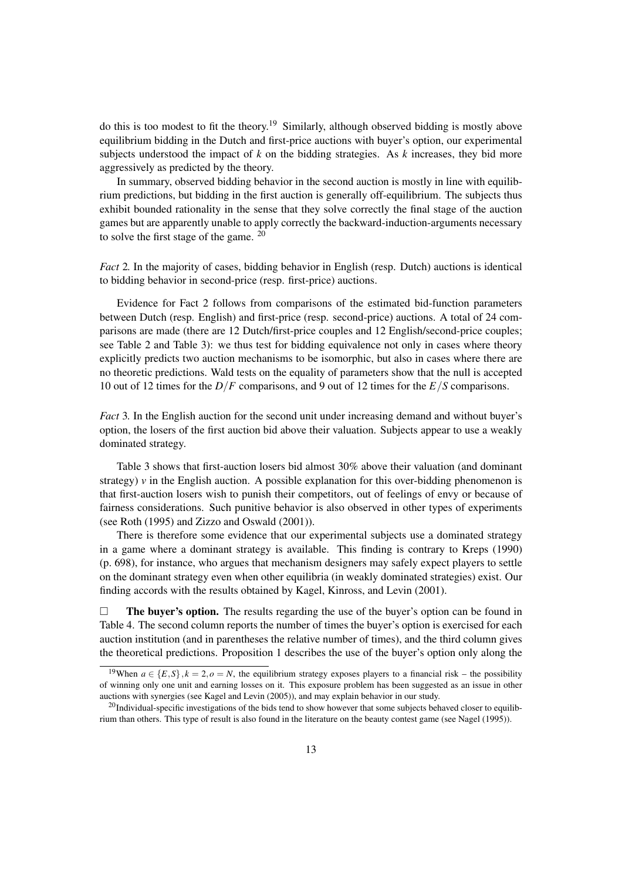do this is too modest to fit the theory.[19] Similarly, although observed bidding is mostly above equilibrium bidding in the Dutch and first-price auctions with buyer's option, our experimental subjects understood the impact of $k$ on the bidding strategies. As $k$ increases, they bid more aggressively as predicted by the theory.

In summary, observed bidding behavior in the second auction is mostly in line with equilibrium predictions, but bidding in the first auction is generally off-equilibrium. The subjects thus exhibit bounded rationality in the sense that they solve correctly the final stage of the auction games but are apparently unable to apply correctly the backward-induction-arguments necessary to solve the first stage of the game. [20]

*Fact* 2*.* In the majority of cases, bidding behavior in English (resp. Dutch) auctions is identical to bidding behavior in second-price (resp. first-price) auctions.

Evidence for Fact 2 follows from comparisons of the estimated bid-function parameters between Dutch (resp. English) and first-price (resp. second-price) auctions. A total of 24 comparisons are made (there are 12 Dutch/first-price couples and 12 English/second-price couples; see Table 2 and Table 3): we thus test for bidding equivalence not only in cases where theory explicitly predicts two auction mechanisms to be isomorphic, but also in cases where there are no theoretic predictions. Wald tests on the equality of parameters show that the null is accepted 10 out of 12 times for the $D/F$ comparisons, and 9 out of 12 times for the $E/S$ comparisons.

*Fact* 3*.* In the English auction for the second unit under increasing demand and without buyer's option, the losers of the first auction bid above their valuation. Subjects appear to use a weakly dominated strategy.

Table 3 shows that first-auction losers bid almost 30% above their valuation (and dominant strategy) $v$ in the English auction. A possible explanation for this over-bidding phenomenon is that first-auction losers wish to punish their competitors, out of feelings of envy or because of fairness considerations. Such punitive behavior is also observed in other types of experiments (see Roth (1995) and Zizzo and Oswald (2001)).

There is therefore some evidence that our experimental subjects use a dominated strategy in a game where a dominant strategy is available. This finding is contrary to Kreps (1990) (p. 698), for instance, who argues that mechanism designers may safely expect players to settle on the dominant strategy even when other equilibria (in weakly dominated strategies) exist. Our finding accords with the results obtained by Kagel, Kinross, and Levin (2001).

□ **The buyer's option.** The results regarding the use of the buyer's option can be found in Table 4. The second column reports the number of times the buyer's option is exercised for each auction institution (and in parentheses the relative number of times), and the third column gives the theoretical predictions. Proposition 1 describes the use of the buyer's option only along the

[19] When $a \in \{E,S\}, k = 2, o = N$, the equilibrium strategy exposes players to a financial risk – the possibility of winning only one unit and earning losses on it. This exposure problem has been suggested as an issue in other auctions with synergies (see Kagel and Levin (2005)), and may explain behavior in our study.

[20] Individual-specific investigations of the bids tend to show however that some subjects behaved closer to equilibrium than others. This type of result is also found in the literature on the beauty contest game (see Nagel (1995)).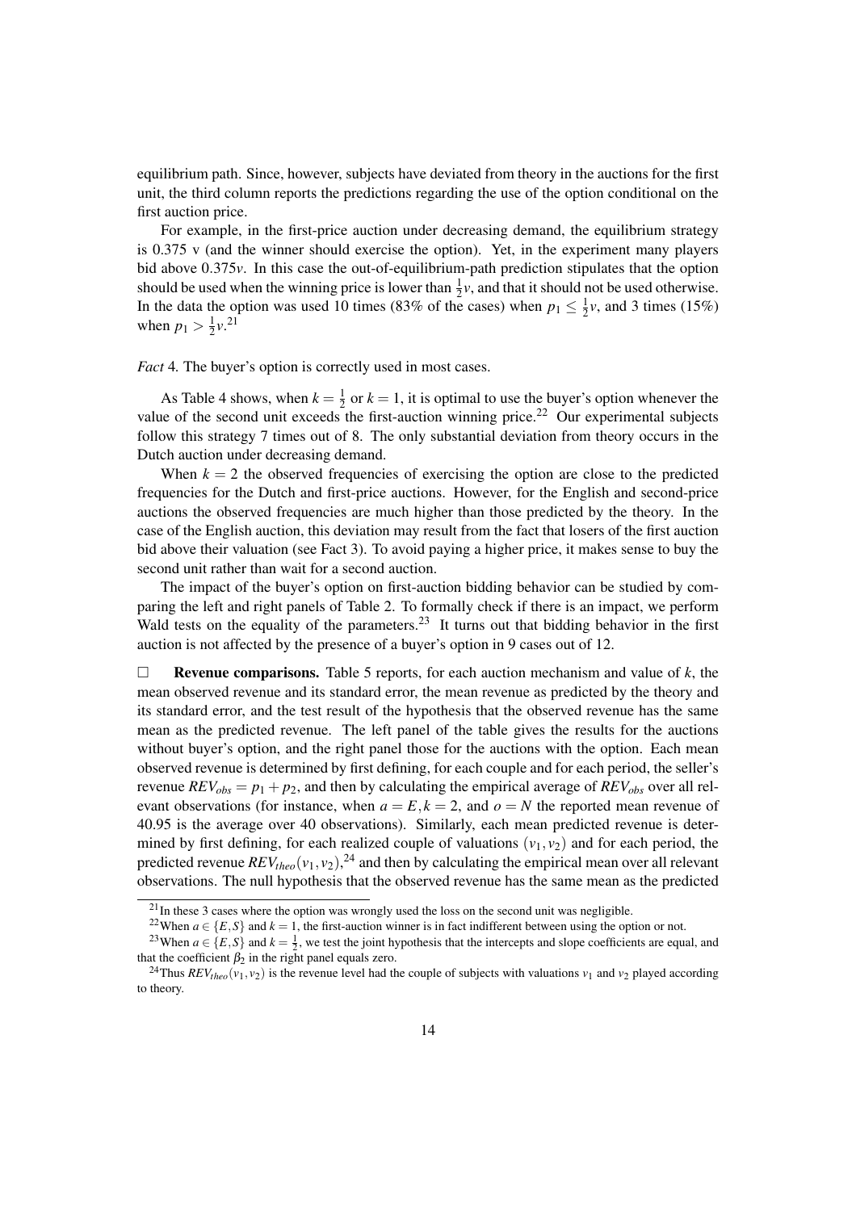equilibrium path. Since, however, subjects have deviated from theory in the auctions for the first unit, the third column reports the predictions regarding the use of the option conditional on the first auction price.

For example, in the first-price auction under decreasing demand, the equilibrium strategy is 0.375 v (and the winner should exercise the option). Yet, in the experiment many players bid above $0.375v$. In this case the out-of-equilibrium-path prediction stipulates that the option should be used when the winning price is lower than $\frac{1}{2}v$, and that it should not be used otherwise. In the data the option was used 10 times (83% of the cases) when $p_1 \leq \frac{1}{2}v$, and 3 times (15%) when $p_1 > \frac{1}{2}v$.[21]

*Fact* 4. The buyer's option is correctly used in most cases.

As Table 4 shows, when $k = \frac{1}{2}$ or $k = 1$, it is optimal to use the buyer's option whenever the value of the second unit exceeds the first-auction winning price.[22] Our experimental subjects follow this strategy 7 times out of 8. The only substantial deviation from theory occurs in the Dutch auction under decreasing demand.

When $k = 2$ the observed frequencies of exercising the option are close to the predicted frequencies for the Dutch and first-price auctions. However, for the English and second-price auctions the observed frequencies are much higher than those predicted by the theory. In the case of the English auction, this deviation may result from the fact that losers of the first auction bid above their valuation (see Fact 3). To avoid paying a higher price, it makes sense to buy the second unit rather than wait for a second auction.

The impact of the buyer's option on first-auction bidding behavior can be studied by comparing the left and right panels of Table 2. To formally check if there is an impact, we perform Wald tests on the equality of the parameters.[23] It turns out that bidding behavior in the first auction is not affected by the presence of a buyer's option in 9 cases out of 12.

□ **Revenue comparisons.** Table 5 reports, for each auction mechanism and value of $k$, the mean observed revenue and its standard error, the mean revenue as predicted by the theory and its standard error, and the test result of the hypothesis that the observed revenue has the same mean as the predicted revenue. The left panel of the table gives the results for the auctions without buyer's option, and the right panel those for the auctions with the option. Each mean observed revenue is determined by first defining, for each couple and for each period, the seller's revenue $REV_{obs} = p_1 + p_2$, and then by calculating the empirical average of $REV_{obs}$ over all relevant observations (for instance, when $a = E, k = 2$, and $o = N$ the reported mean revenue of 40.95 is the average over 40 observations). Similarly, each mean predicted revenue is determined by first defining, for each realized couple of valuations $(v_1, v_2)$ and for each period, the predicted revenue $REV_{theo}(v_1, v_2)$,[24] and then by calculating the empirical mean over all relevant observations. The null hypothesis that the observed revenue has the same mean as the predicted

[21] In these 3 cases where the option was wrongly used the loss on the second unit was negligible.

[22] When $a \in \{E, S\}$ and $k = 1$, the first-auction winner is in fact indifferent between using the option or not.

[23] When $a \in \{E, S\}$ and $k = \frac{1}{2}$, we test the joint hypothesis that the intercepts and slope coefficients are equal, and that the coefficient $\beta_2$ in the right panel equals zero.

[24] Thus $REV_{theo}(v_1, v_2)$ is the revenue level had the couple of subjects with valuations $v_1$ and $v_2$ played according to theory.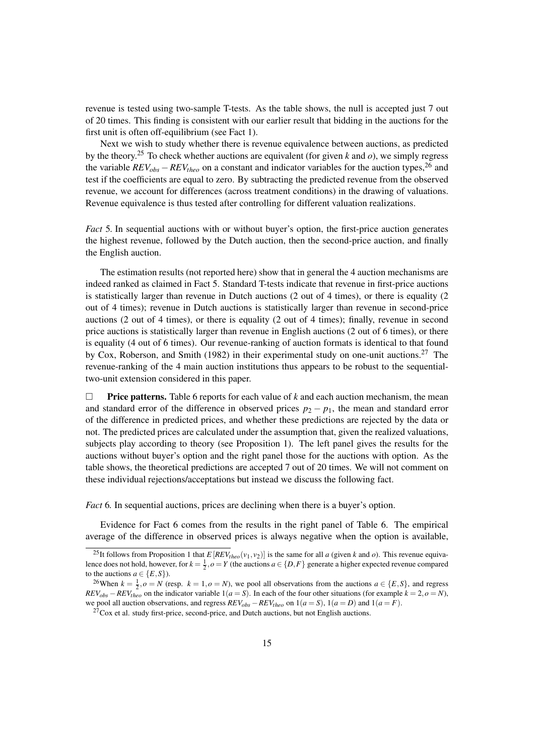revenue is tested using two-sample T-tests. As the table shows, the null is accepted just 7 out of 20 times. This finding is consistent with our earlier result that bidding in the auctions for the first unit is often off-equilibrium (see Fact 1).

Next we wish to study whether there is revenue equivalence between auctions, as predicted by the theory.[25] To check whether auctions are equivalent (for given $k$ and $o$), we simply regress the variable $REV_{obs} - REV_{theo}$ on a constant and indicator variables for the auction types,[26] and test if the coefficients are equal to zero. By subtracting the predicted revenue from the observed revenue, we account for differences (across treatment conditions) in the drawing of valuations. Revenue equivalence is thus tested after controlling for different valuation realizations.

*Fact* 5. In sequential auctions with or without buyer's option, the first-price auction generates the highest revenue, followed by the Dutch auction, then the second-price auction, and finally the English auction.

The estimation results (not reported here) show that in general the 4 auction mechanisms are indeed ranked as claimed in Fact 5. Standard T-tests indicate that revenue in first-price auctions is statistically larger than revenue in Dutch auctions (2 out of 4 times), or there is equality (2 out of 4 times); revenue in Dutch auctions is statistically larger than revenue in second-price auctions (2 out of 4 times), or there is equality (2 out of 4 times); finally, revenue in second price auctions is statistically larger than revenue in English auctions (2 out of 6 times), or there is equality (4 out of 6 times). Our revenue-ranking of auction formats is identical to that found by Cox, Roberson, and Smith (1982) in their experimental study on one-unit auctions.[27] The revenue-ranking of the 4 main auction institutions thus appears to be robust to the sequential-two-unit extension considered in this paper.

□ **Price patterns.** Table 6 reports for each value of $k$ and each auction mechanism, the mean and standard error of the difference in observed prices $p_2 - p_1$, the mean and standard error of the difference in predicted prices, and whether these predictions are rejected by the data or not. The predicted prices are calculated under the assumption that, given the realized valuations, subjects play according to theory (see Proposition 1). The left panel gives the results for the auctions without buyer's option and the right panel those for the auctions with option. As the table shows, the theoretical predictions are accepted 7 out of 20 times. We will not comment on these individual rejections/acceptations but instead we discuss the following fact.

*Fact* 6. In sequential auctions, prices are declining when there is a buyer's option.

Evidence for Fact 6 comes from the results in the right panel of Table 6. The empirical average of the difference in observed prices is always negative when the option is available,

[25] It follows from Proposition 1 that $E[REV_{theo}(v_1, v_2)]$ is the same for all $a$ (given $k$ and $o$). This revenue equivalence does not hold, however, for $k = \frac{1}{2}, o = Y$ (the auctions $a \in \{D, F\}$ generate a higher expected revenue compared to the auctions $a \in \{E, S\}$).

[26] When $k = \frac{1}{2}, o = N$ (resp. $k = 1, o = N$), we pool all observations from the auctions $a \in \{E, S\}$, and regress $REV_{obs} - REV_{theo}$ on the indicator variable $1(a = S)$. In each of the four other situations (for example $k = 2, o = N$), we pool all auction observations, and regress $REV_{obs} - REV_{theo}$ on $1(a = S)$, $1(a = D)$ and $1(a = F)$.

[27] Cox et al. study first-price, second-price, and Dutch auctions, but not English auctions.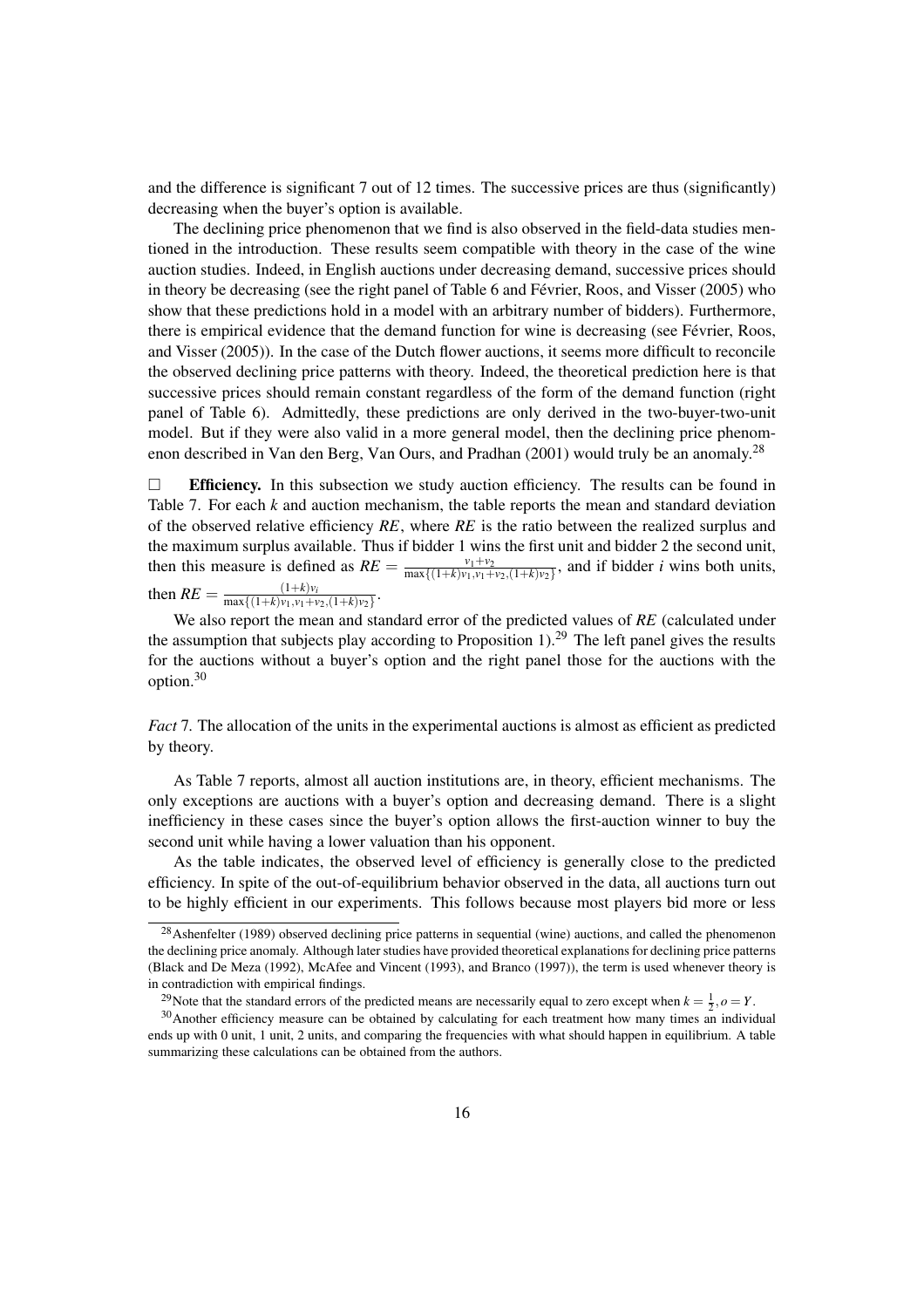and the difference is significant 7 out of 12 times. The successive prices are thus (significantly) decreasing when the buyer's option is available.

The declining price phenomenon that we find is also observed in the field-data studies mentioned in the introduction. These results seem compatible with theory in the case of the wine auction studies. Indeed, in English auctions under decreasing demand, successive prices should in theory be decreasing (see the right panel of Table 6 and Février, Roos, and Visser (2005) who show that these predictions hold in a model with an arbitrary number of bidders). Furthermore, there is empirical evidence that the demand function for wine is decreasing (see Février, Roos, and Visser (2005)). In the case of the Dutch flower auctions, it seems more difficult to reconcile the observed declining price patterns with theory. Indeed, the theoretical prediction here is that successive prices should remain constant regardless of the form of the demand function (right panel of Table 6). Admittedly, these predictions are only derived in the two-buyer-two-unit model. But if they were also valid in a more general model, then the declining price phenomenon described in Van den Berg, Van Ours, and Pradhan (2001) would truly be an anomaly.[28]

□ **Efficiency.** In this subsection we study auction efficiency. The results can be found in Table 7. For each $k$ and auction mechanism, the table reports the mean and standard deviation of the observed relative efficiency $RE$, where $RE$ is the ratio between the realized surplus and the maximum surplus available. Thus if bidder 1 wins the first unit and bidder 2 the second unit, then this measure is defined as $RE = \frac{v_1+v_2}{\max\{(1+k)v_1, v_1+v_2, (1+k)v_2\}}$, and if bidder $i$ wins both units, then $RE = \frac{(1+k)v_i}{\max\{(1+k)v_1, v_1+v_2, (1+k)v_2\}}$.

We also report the mean and standard error of the predicted values of $RE$ (calculated under the assumption that subjects play according to Proposition 1).[29] The left panel gives the results for the auctions without a buyer's option and the right panel those for the auctions with the option.[30]

*Fact* 7. The allocation of the units in the experimental auctions is almost as efficient as predicted by theory.

As Table 7 reports, almost all auction institutions are, in theory, efficient mechanisms. The only exceptions are auctions with a buyer's option and decreasing demand. There is a slight inefficiency in these cases since the buyer's option allows the first-auction winner to buy the second unit while having a lower valuation than his opponent.

As the table indicates, the observed level of efficiency is generally close to the predicted efficiency. In spite of the out-of-equilibrium behavior observed in the data, all auctions turn out to be highly efficient in our experiments. This follows because most players bid more or less

[28] Ashenfelter (1989) observed declining price patterns in sequential (wine) auctions, and called the phenomenon the declining price anomaly. Although later studies have provided theoretical explanations for declining price patterns (Black and De Meza (1992), McAfee and Vincent (1993), and Branco (1997)), the term is used whenever theory is in contradiction with empirical findings.

[29] Note that the standard errors of the predicted means are necessarily equal to zero except when $k = \frac{1}{2}, o = Y$.

[30] Another efficiency measure can be obtained by calculating for each treatment how many times an individual ends up with 0 unit, 1 unit, 2 units, and comparing the frequencies with what should happen in equilibrium. A table summarizing these calculations can be obtained from the authors.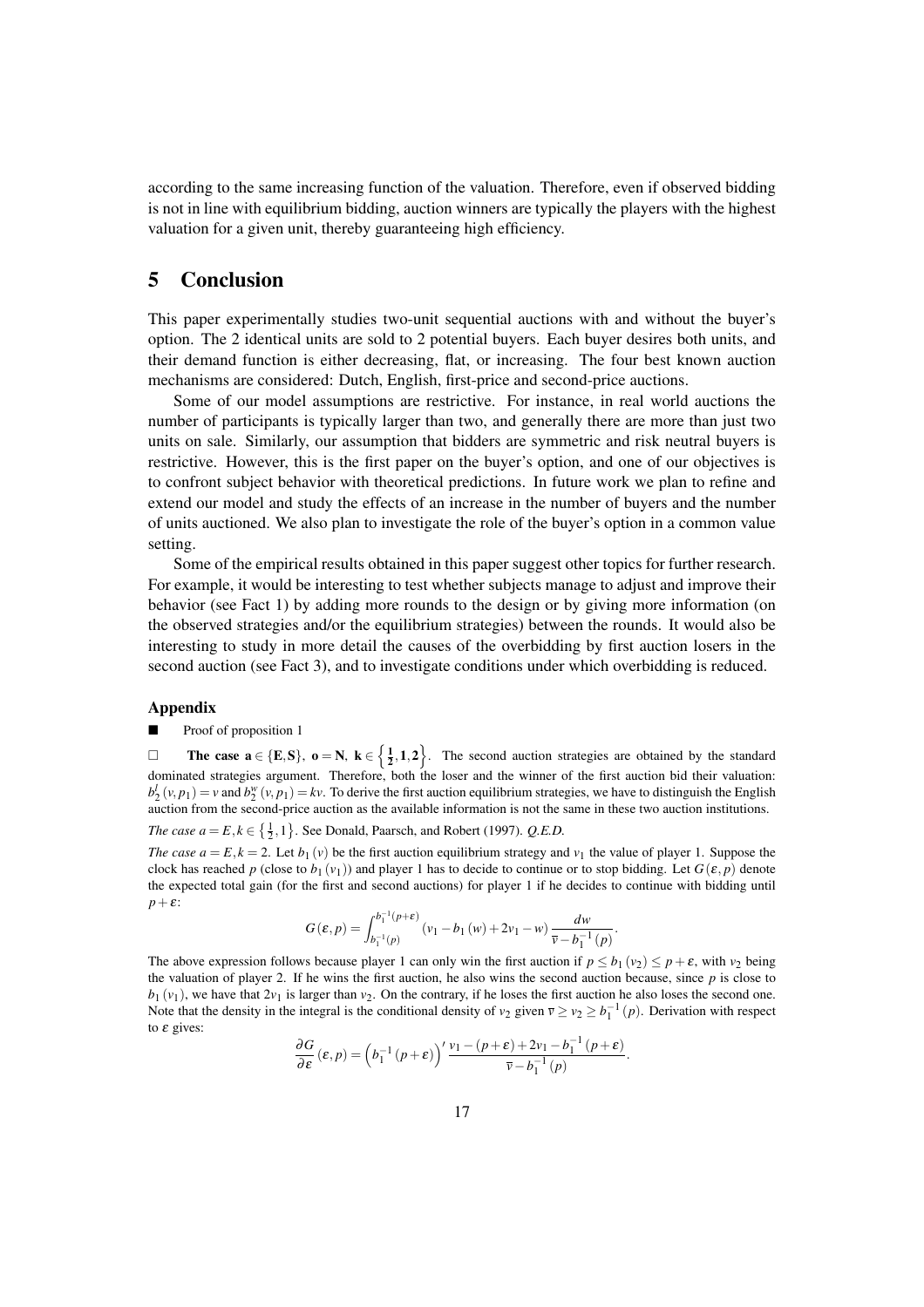according to the same increasing function of the valuation. Therefore, even if observed bidding is not in line with equilibrium bidding, auction winners are typically the players with the highest valuation for a given unit, thereby guaranteeing high efficiency.

# 5 Conclusion

This paper experimentally studies two-unit sequential auctions with and without the buyer's option. The 2 identical units are sold to 2 potential buyers. Each buyer desires both units, and their demand function is either decreasing, flat, or increasing. The four best known auction mechanisms are considered: Dutch, English, first-price and second-price auctions.

Some of our model assumptions are restrictive. For instance, in real world auctions the number of participants is typically larger than two, and generally there are more than just two units on sale. Similarly, our assumption that bidders are symmetric and risk neutral buyers is restrictive. However, this is the first paper on the buyer's option, and one of our objectives is to confront subject behavior with theoretical predictions. In future work we plan to refine and extend our model and study the effects of an increase in the number of buyers and the number of units auctioned. We also plan to investigate the role of the buyer's option in a common value setting.

Some of the empirical results obtained in this paper suggest other topics for further research. For example, it would be interesting to test whether subjects manage to adjust and improve their behavior (see Fact 1) by adding more rounds to the design or by giving more information (on the observed strategies and/or the equilibrium strategies) between the rounds. It would also be interesting to study in more detail the causes of the overbidding by first auction losers in the second auction (see Fact 3), and to investigate conditions under which overbidding is reduced.

### Appendix

■ Proof of proposition 1

□ **The case $\mathbf{a} \in \{\mathbf{E}, \mathbf{S}\}$, $\mathbf{o} = \mathbf{N}$, $\mathbf{k} \in \left\{\frac{1}{2}, 1, 2\right\}$.** The second auction strategies are obtained by the standard dominated strategies argument. Therefore, both the loser and the winner of the first auction bid their valuation: $b_2^l(v, p_1) = v$ and $b_2^w(v, p_1) = kv$. To derive the first auction equilibrium strategies, we have to distinguish the English auction from the second-price auction as the available information is not the same in these two auction institutions.

*The case $a = E, k \in \left\{\frac{1}{2}, 1\right\}$.* See Donald, Paarsch, and Robert (1997). *Q.E.D.*

*The case $a = E, k = 2$.* Let $b_1(v)$ be the first auction equilibrium strategy and $v_1$ the value of player 1. Suppose the clock has reached $p$ (close to $b_1(v_1)$) and player 1 has to decide to continue or to stop bidding. Let $G(\varepsilon, p)$ denote the expected total gain (for the first and second auctions) for player 1 if he decides to continue with bidding until $p + \varepsilon$:

$$G(\varepsilon, p) = \int_{b_1^{-1}(p)}^{b_1^{-1}(p+\varepsilon)} (v_1 - b_1(w) + 2v_1 - w) \frac{dw}{\overline{v} - b_1^{-1}(p)}.$$

The above expression follows because player 1 can only win the first auction if $p \leq b_1(v_2) \leq p + \varepsilon$, with $v_2$ being the valuation of player 2. If he wins the first auction, he also wins the second auction because, since $p$ is close to $b_1(v_1)$, we have that $2v_1$ is larger than $v_2$. On the contrary, if he loses the first auction he also loses the second one. Note that the density in the integral is the conditional density of $v_2$ given $\overline{v} \geq v_2 \geq b_1^{-1}(p)$. Derivation with respect to $\varepsilon$ gives:

$$\frac{\partial G}{\partial \varepsilon}(\varepsilon, p) = \left(b_1^{-1}(p+\varepsilon)\right)' \frac{v_1 - (p+\varepsilon) + 2v_1 - b_1^{-1}(p+\varepsilon)}{\overline{v} - b_1^{-1}(p)}.$$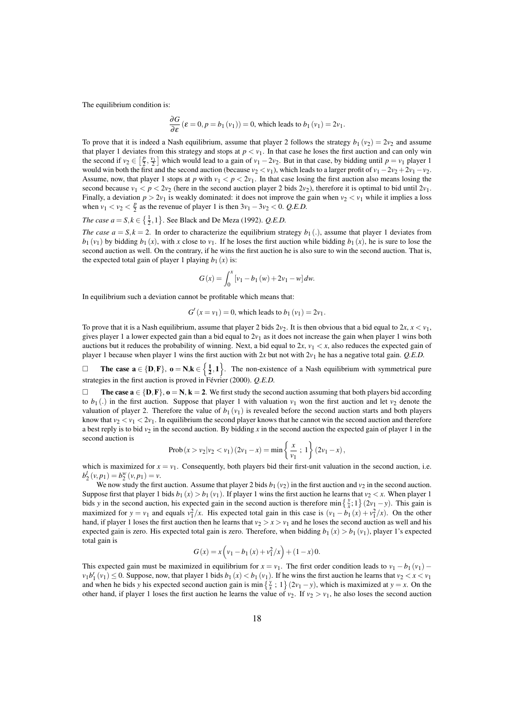The equilibrium condition is:

$$\frac{\partial G}{\partial \varepsilon}(\varepsilon = 0, p = b_1(v_1)) = 0, \text{ which leads to } b_1(v_1) = 2v_1.$$

To prove that it is indeed a Nash equilibrium, assume that player 2 follows the strategy $b_1(v_2) = 2v_2$ and assume that player 1 deviates from this strategy and stops at $p < v_1$. In that case he loses the first auction and can only win the second if $v_2 \in \left[\frac{p}{2}, \frac{v_1}{2}\right]$ which would lead to a gain of $v_1 - 2v_2$. But in that case, by bidding until $p = v_1$ player 1 would win both the first and the second auction (because $v_2 < v_1$), which leads to a larger profit of $v_1 - 2v_2 + 2v_1 - v_2$. Assume, now, that player 1 stops at $p$ with $v_1 < p < 2v_1$. In that case losing the first auction also means losing the second because $v_1 < p < 2v_2$ (here in the second auction player 2 bids $2v_2$), therefore it is optimal to bid until $2v_1$. Finally, a deviation $p > 2v_1$ is weakly dominated: it does not improve the gain when $v_2 < v_1$ while it implies a loss when $v_1 < v_2 < \frac{p}{2}$ as the revenue of player 1 is then $3v_1 - 3v_2 < 0$. *Q.E.D.*

*The case $a = S, k \in \left\{\frac{1}{2}, 1\right\}$.* See Black and De Meza (1992). *Q.E.D.*

*The case $a = S, k = 2$.* In order to characterize the equilibrium strategy $b_1(.)$, assume that player 1 deviates from $b_1(v_1)$ by bidding $b_1(x)$, with $x$ close to $v_1$. If he loses the first auction while bidding $b_1(x)$, he is sure to lose the second auction as well. On the contrary, if he wins the first auction he is also sure to win the second auction. That is, the expected total gain of player 1 playing $b_1(x)$ is:

$$G(x) = \int_0^x \left[v_1 - b_1(w) + 2v_1 - w\right] dw.$$

In equilibrium such a deviation cannot be profitable which means that:

$$G'(x = v_1) = 0, \text{ which leads to } b_1(v_1) = 2v_1.$$

To prove that it is a Nash equilibrium, assume that player 2 bids $2v_2$. It is then obvious that a bid equal to $2x$, $x < v_1$, gives player 1 a lower expected gain than a bid equal to $2v_1$ as it does not increase the gain when player 1 wins both auctions but it reduces the probability of winning. Next, a bid equal to $2x$, $v_1 < x$, also reduces the expected gain of player 1 because when player 1 wins the first auction with $2x$ but not with $2v_1$ he has a negative total gain. *Q.E.D.*

□ **The case $\mathbf{a} \in \{\mathbf{D}, \mathbf{F}\}$, $\mathbf{o} = \mathbf{N}$, $\mathbf{k} \in \left\{\frac{1}{2}, 1\right\}$.** The non-existence of a Nash equilibrium with symmetrical pure strategies in the first auction is proved in Février (2000). *Q.E.D.*

□ **The case $\mathbf{a} \in \{\mathbf{D}, \mathbf{F}\}$, $\mathbf{o} = \mathbf{N}$, $\mathbf{k} = \mathbf{2}$.** We first study the second auction assuming that both players bid according to $b_1(.)$ in the first auction. Suppose that player 1 with valuation $v_1$ won the first auction and let $v_2$ denote the valuation of player 2. Therefore the value of $b_1(v_1)$ is revealed before the second auction starts and both players know that $v_2 < v_1 < 2v_1$. In equilibrium the second player knows that he cannot win the second auction and therefore a best reply is to bid $v_2$ in the second auction. By bidding $x$ in the second auction the expected gain of player 1 in the second auction is

$$\text{Prob}(x > v_2 | v_2 < v_1)(2v_1 - x) = \min\left\{\frac{x}{v_1}\ ;\ 1\right\}(2v_1 - x),$$

which is maximized for $x = v_1$. Consequently, both players bid their first-unit valuation in the second auction, i.e. $b_2^l(v, p_1) = b_2^w(v, p_1) = v$.

We now study the first auction. Assume that player 2 bids $b_1(v_2)$ in the first auction and $v_2$ in the second auction. Suppose first that player 1 bids $b_1(x) > b_1(v_1)$. If player 1 wins the first auction he learns that $v_2 < x$. When player 1 bids $y$ in the second auction, his expected gain in the second auction is therefore $\min\left\{\frac{y}{x}; 1\right\}(2v_1 - y)$. This gain is maximized for $y = v_1$ and equals $v_1^2/x$. His expected total gain in this case is $\left(v_1 - b_1(x) + v_1^2/x\right)$. On the other hand, if player 1 loses the first auction then he learns that $v_2 > x > v_1$ and he loses the second auction as well and his expected gain is zero. His expected total gain is zero. Therefore, when bidding $b_1(x) > b_1(v_1)$, player 1's expected total gain is

$$G(x) = x\left(v_1 - b_1(x) + v_1^2/x\right) + (1 - x)\,0.$$

This expected gain must be maximized in equilibrium for $x = v_1$. The first order condition leads to $v_1 - b_1(v_1) - v_1 b_1'(v_1) \leq 0$. Suppose, now, that player 1 bids $b_1(x) < b_1(v_1)$. If he wins the first auction he learns that $v_2 < x < v_1$ and when he bids $y$ his expected second auction gain is $\min\left\{\frac{y}{x}\ ;\ 1\right\}(2v_1 - y)$, which is maximized at $y = x$. On the other hand, if player 1 loses the first auction he learns the value of $v_2$. If $v_2 > v_1$, he also loses the second auction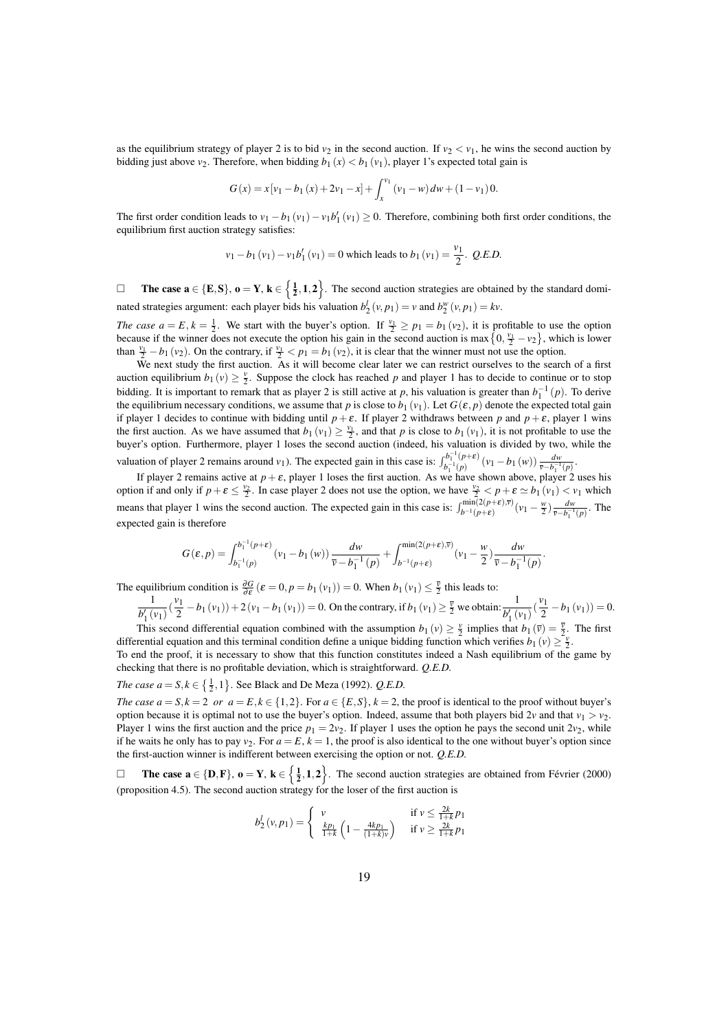as the equilibrium strategy of player 2 is to bid $v_2$ in the second auction. If $v_2 < v_1$, he wins the second auction by bidding just above $v_2$. Therefore, when bidding $b_1(x) < b_1(v_1)$, player 1's expected total gain is

$$G(x) = x[v_1 - b_1(x) + 2v_1 - x] + \int_x^{v_1} (v_1 - w)\, dw + (1 - v_1)\, 0.$$

The first order condition leads to $v_1 - b_1(v_1) - v_1 b_1'(v_1) \geq 0$. Therefore, combining both first order conditions, the equilibrium first auction strategy satisfies:

$$v_1 - b_1(v_1) - v_1 b_1'(v_1) = 0 \text{ which leads to } b_1(v_1) = \frac{v_1}{2}. \text{ Q.E.D.}$$

□ **The case a** $\in \{\mathbf{E}, \mathbf{S}\}$, $\mathbf{o} = \mathbf{Y}$, $\mathbf{k} \in \left\{\frac{1}{2}, 1, 2\right\}$. The second auction strategies are obtained by the standard dominated strategies argument: each player bids his valuation $b_2^l(v, p_1) = v$ and $b_2^w(v, p_1) = kv$.

*The case $a = E$, $k = \frac{1}{2}$.* We start with the buyer's option. If $\frac{v_1}{2} \geq p_1 = b_1(v_2)$, it is profitable to use the option because if the winner does not execute the option his gain in the second auction is $\max\left\{0, \frac{v_1}{2} - v_2\right\}$, which is lower than $\frac{v_1}{2} - b_1(v_2)$. On the contrary, if $\frac{v_1}{2} < p_1 = b_1(v_2)$, it is clear that the winner must not use the option.

We next study the first auction. As it will become clear later we can restrict ourselves to the search of a first auction equilibrium $b_1(v) \geq \frac{v}{2}$. Suppose the clock has reached $p$ and player 1 has to decide to continue or to stop bidding. It is important to remark that as player 2 is still active at $p$, his valuation is greater than $b_1^{-1}(p)$. To derive the equilibrium necessary conditions, we assume that $p$ is close to $b_1(v_1)$. Let $G(\varepsilon, p)$ denote the expected total gain if player 1 decides to continue with bidding until $p + \varepsilon$. If player 2 withdraws between $p$ and $p + \varepsilon$, player 1 wins the first auction. As we have assumed that $b_1(v_1) \geq \frac{v_1}{2}$, and that $p$ is close to $b_1(v_1)$, it is not profitable to use the buyer's option. Furthermore, player 1 loses the second auction (indeed, his valuation is divided by two, while the valuation of player 2 remains around $v_1$). The expected gain in this case is: $\int_{b_1^{-1}(p)}^{b_1^{-1}(p+\varepsilon)} (v_1 - b_1(w)) \frac{dw}{\overline{v} - b_1^{-1}(p)}$.

If player 2 remains active at $p + \varepsilon$, player 1 loses the first auction. As we have shown above, player 2 uses his option if and only if $p + \varepsilon \leq \frac{v_2}{2}$. In case player 2 does not use the option, we have $\frac{v_2}{2} < p + \varepsilon \simeq b_1(v_1) < v_1$ which means that player 1 wins the second auction. The expected gain in this case is: $\int_{b^{-1}(p+\varepsilon)}^{\min(2(p+\varepsilon), \overline{v})} (v_1 - \frac{w}{2}) \frac{dw}{\overline{v} - b_1^{-1}(p)}$. The expected gain is therefore

$$G(\varepsilon, p) = \int_{b_1^{-1}(p)}^{b_1^{-1}(p+\varepsilon)} (v_1 - b_1(w)) \frac{dw}{\overline{v} - b_1^{-1}(p)} + \int_{b^{-1}(p+\varepsilon)}^{\min(2(p+\varepsilon), \overline{v})} (v_1 - \frac{w}{2}) \frac{dw}{\overline{v} - b_1^{-1}(p)}.$$

The equilibrium condition is $\frac{\partial G}{\partial \varepsilon}(\varepsilon = 0, p = b_1(v_1)) = 0$. When $b_1(v_1) \leq \frac{\overline{v}}{2}$ this leads to:

$\frac{1}{b_1'(v_1)}(\frac{v_1}{2} - b_1(v_1)) + 2(v_1 - b_1(v_1)) = 0$. On the contrary, if $b_1(v_1) \geq \frac{\overline{v}}{2}$ we obtain: $\frac{1}{b_1'(v_1)}(\frac{v_1}{2} - b_1(v_1)) = 0$.

This second differential equation combined with the assumption $b_1(v) \geq \frac{v}{2}$ implies that $b_1(\overline{v}) = \frac{\overline{v}}{2}$. The first differential equation and this terminal condition define a unique bidding function which verifies $b_1(v) \geq \frac{v}{2}$.

To end the proof, it is necessary to show that this function constitutes indeed a Nash equilibrium of the game by checking that there is no profitable deviation, which is straightforward. *Q.E.D.*

*The case $a = S, k \in \left\{\frac{1}{2}, 1\right\}$.* See Black and De Meza (1992). *Q.E.D.*

*The case $a = S, k = 2$ or $a = E, k \in \{1, 2\}$.* For $a \in \{E, S\}$, $k = 2$, the proof is identical to the proof without buyer's option because it is optimal not to use the buyer's option. Indeed, assume that both players bid $2v$ and that $v_1 > v_2$. Player 1 wins the first auction and the price $p_1 = 2v_2$. If player 1 uses the option he pays the second unit $2v_2$, while if he waits he only has to pay $v_2$. For $a = E$, $k = 1$, the proof is also identical to the one without buyer's option since the first-auction winner is indifferent between exercising the option or not. *Q.E.D.*

□ **The case a** $\in \{\mathbf{D}, \mathbf{F}\}$, $\mathbf{o} = \mathbf{Y}$, $\mathbf{k} \in \left\{\frac{1}{2}, 1, 2\right\}$. The second auction strategies are obtained from Février (2000) (proposition 4.5). The second auction strategy for the loser of the first auction is

$$b_2^l(v, p_1) = \begin{cases} v & \text{if } v \leq \frac{2k}{1+k} p_1 \\ \frac{kp_1}{1+k}\left(1 - \frac{4kp_1}{(1+k)v}\right) & \text{if } v \geq \frac{2k}{1+k} p_1 \end{cases}$$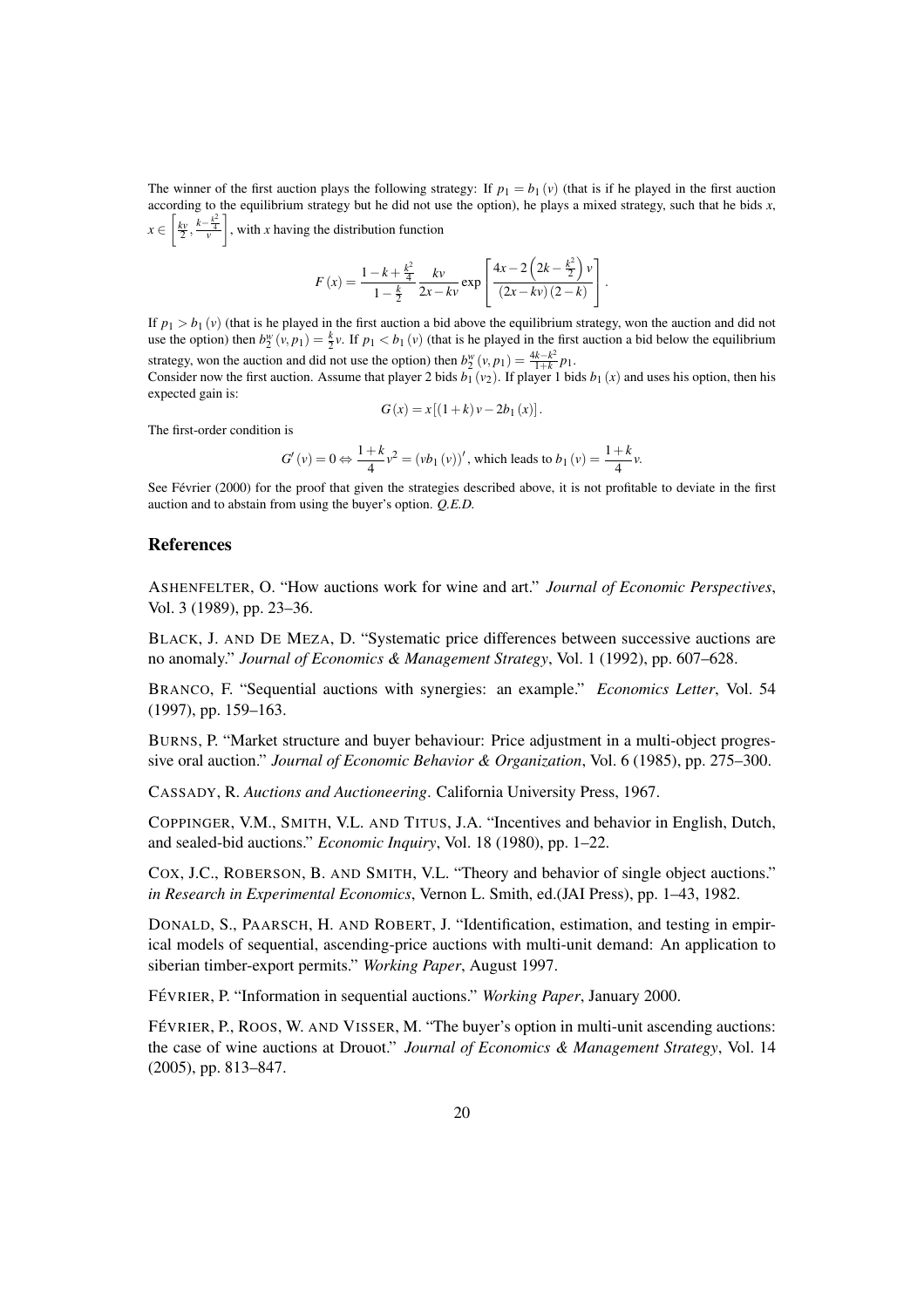The winner of the first auction plays the following strategy: If $p_1 = b_1(v)$ (that is if he played in the first auction according to the equilibrium strategy but he did not use the option), he plays a mixed strategy, such that he bids $x$, $x \in \left[\frac{kv}{2}, \frac{k-\frac{k^2}{4}}{v}\right]$, with $x$ having the distribution function

$$F(x) = \frac{1-k+\frac{k^2}{4}}{1-\frac{k}{2}} \frac{kv}{2x-kv} \exp\left[\frac{4x-2\left(2k-\frac{k^2}{2}\right)v}{(2x-kv)(2-k)}\right].$$

If $p_1 > b_1(v)$ (that is he played in the first auction a bid above the equilibrium strategy, won the auction and did not use the option) then $b_2^w(v, p_1) = \frac{k}{2}v$. If $p_1 < b_1(v)$ (that is he played in the first auction a bid below the equilibrium strategy, won the auction and did not use the option) then $b_2^w(v, p_1) = \frac{4k-k^2}{1+k}p_1$.

Consider now the first auction. Assume that player 2 bids $b_1(v_2)$. If player 1 bids $b_1(x)$ and uses his option, then his expected gain is:

$$G(x) = x[(1+k)v - 2b_1(x)].$$

The first-order condition is

$$G'(v) = 0 \Leftrightarrow \frac{1+k}{4}v^2 = (vb_1(v))', \text{ which leads to } b_1(v) = \frac{1+k}{4}v.$$

See Février (2000) for the proof that given the strategies described above, it is not profitable to deviate in the first auction and to abstain from using the buyer's option. *Q.E.D.*

## References

ASHENFELTER, O. "How auctions work for wine and art." *Journal of Economic Perspectives*, Vol. 3 (1989), pp. 23–36.

BLACK, J. AND DE MEZA, D. "Systematic price differences between successive auctions are no anomaly." *Journal of Economics & Management Strategy*, Vol. 1 (1992), pp. 607–628.

BRANCO, F. "Sequential auctions with synergies: an example." *Economics Letter*, Vol. 54 (1997), pp. 159–163.

BURNS, P. "Market structure and buyer behaviour: Price adjustment in a multi-object progressive oral auction." *Journal of Economic Behavior & Organization*, Vol. 6 (1985), pp. 275–300.

CASSADY, R. *Auctions and Auctioneering*. California University Press, 1967.

COPPINGER, V.M., SMITH, V.L. AND TITUS, J.A. "Incentives and behavior in English, Dutch, and sealed-bid auctions." *Economic Inquiry*, Vol. 18 (1980), pp. 1–22.

COX, J.C., ROBERSON, B. AND SMITH, V.L. "Theory and behavior of single object auctions." *in Research in Experimental Economics*, Vernon L. Smith, ed.(JAI Press), pp. 1–43, 1982.

DONALD, S., PAARSCH, H. AND ROBERT, J. "Identification, estimation, and testing in empirical models of sequential, ascending-price auctions with multi-unit demand: An application to siberian timber-export permits." *Working Paper*, August 1997.

FÉVRIER, P. "Information in sequential auctions." *Working Paper*, January 2000.

FÉVRIER, P., ROOS, W. AND VISSER, M. "The buyer's option in multi-unit ascending auctions: the case of wine auctions at Drouot." *Journal of Economics & Management Strategy*, Vol. 14 (2005), pp. 813–847.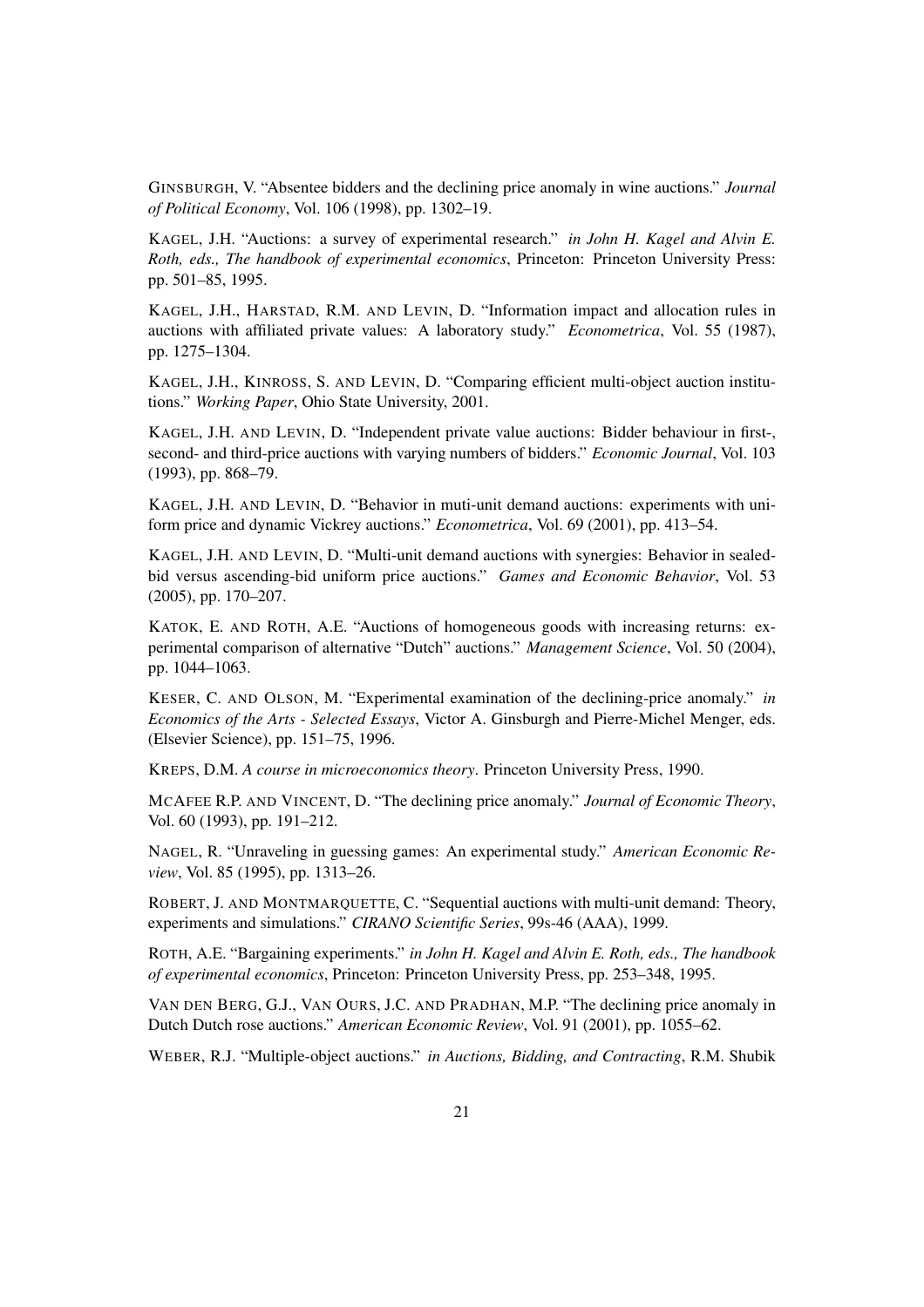GINSBURGH, V. "Absentee bidders and the declining price anomaly in wine auctions." *Journal of Political Economy*, Vol. 106 (1998), pp. 1302–19.

KAGEL, J.H. "Auctions: a survey of experimental research." *in John H. Kagel and Alvin E. Roth, eds., The handbook of experimental economics*, Princeton: Princeton University Press: pp. 501–85, 1995.

KAGEL, J.H., HARSTAD, R.M. AND LEVIN, D. "Information impact and allocation rules in auctions with affiliated private values: A laboratory study." *Econometrica*, Vol. 55 (1987), pp. 1275–1304.

KAGEL, J.H., KINROSS, S. AND LEVIN, D. "Comparing efficient multi-object auction institutions." *Working Paper*, Ohio State University, 2001.

KAGEL, J.H. AND LEVIN, D. "Independent private value auctions: Bidder behaviour in first-, second- and third-price auctions with varying numbers of bidders." *Economic Journal*, Vol. 103 (1993), pp. 868–79.

KAGEL, J.H. AND LEVIN, D. "Behavior in muti-unit demand auctions: experiments with uniform price and dynamic Vickrey auctions." *Econometrica*, Vol. 69 (2001), pp. 413–54.

KAGEL, J.H. AND LEVIN, D. "Multi-unit demand auctions with synergies: Behavior in sealed-bid versus ascending-bid uniform price auctions." *Games and Economic Behavior*, Vol. 53 (2005), pp. 170–207.

KATOK, E. AND ROTH, A.E. "Auctions of homogeneous goods with increasing returns: experimental comparison of alternative "Dutch" auctions." *Management Science*, Vol. 50 (2004), pp. 1044–1063.

KESER, C. AND OLSON, M. "Experimental examination of the declining-price anomaly." *in Economics of the Arts - Selected Essays*, Victor A. Ginsburgh and Pierre-Michel Menger, eds. (Elsevier Science), pp. 151–75, 1996.

KREPS, D.M. *A course in microeconomics theory*. Princeton University Press, 1990.

MCAFEE R.P. AND VINCENT, D. "The declining price anomaly." *Journal of Economic Theory*, Vol. 60 (1993), pp. 191–212.

NAGEL, R. "Unraveling in guessing games: An experimental study." *American Economic Review*, Vol. 85 (1995), pp. 1313–26.

ROBERT, J. AND MONTMARQUETTE, C. "Sequential auctions with multi-unit demand: Theory, experiments and simulations." *CIRANO Scientific Series*, 99s-46 (AAA), 1999.

ROTH, A.E. "Bargaining experiments." *in John H. Kagel and Alvin E. Roth, eds., The handbook of experimental economics*, Princeton: Princeton University Press, pp. 253–348, 1995.

VAN DEN BERG, G.J., VAN OURS, J.C. AND PRADHAN, M.P. "The declining price anomaly in Dutch Dutch rose auctions." *American Economic Review*, Vol. 91 (2001), pp. 1055–62.

WEBER, R.J. "Multiple-object auctions." *in Auctions, Bidding, and Contracting*, R.M. Shubik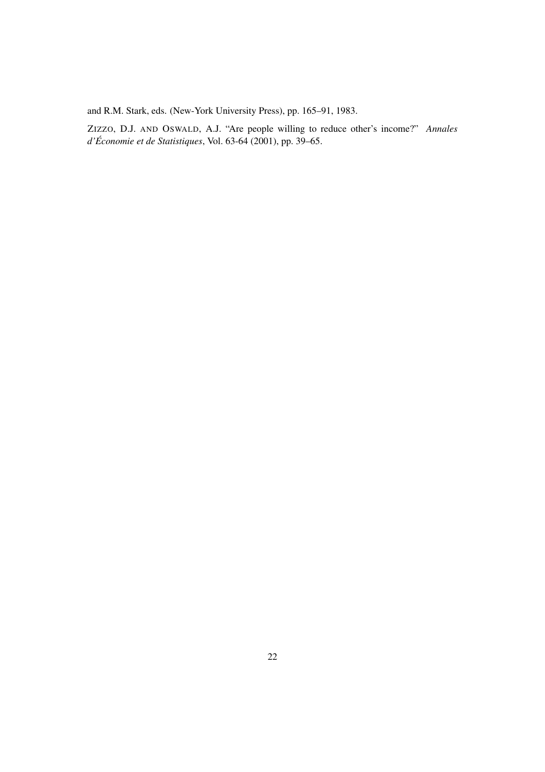and R.M. Stark, eds. (New-York University Press), pp. 165–91, 1983.

ZIZZO, D.J. AND OSWALD, A.J. "Are people willing to reduce other's income?" *Annales d'Économie et de Statistiques*, Vol. 63-64 (2001), pp. 39–65.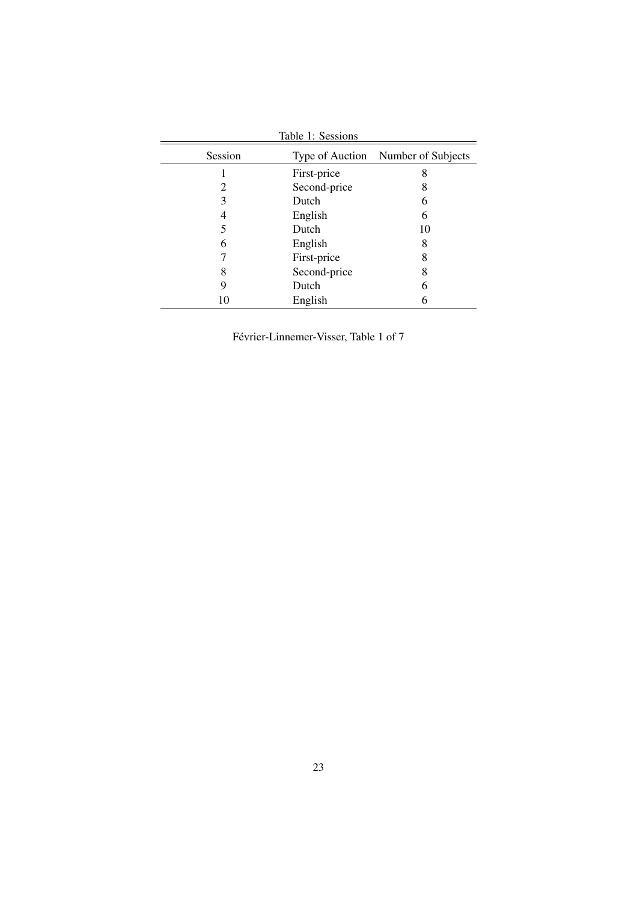Table 1: Sessions

| Session | Type of Auction | Number of Subjects |
|---|---|---|
| 1 | First-price | 8 |
| 2 | Second-price | 8 |
| 3 | Dutch | 6 |
| 4 | English | 6 |
| 5 | Dutch | 10 |
| 6 | English | 8 |
| 7 | First-price | 8 |
| 8 | Second-price | 8 |
| 9 | Dutch | 6 |
| 10 | English | 6 |

Février-Linnemer-Visser, Table 1 of 7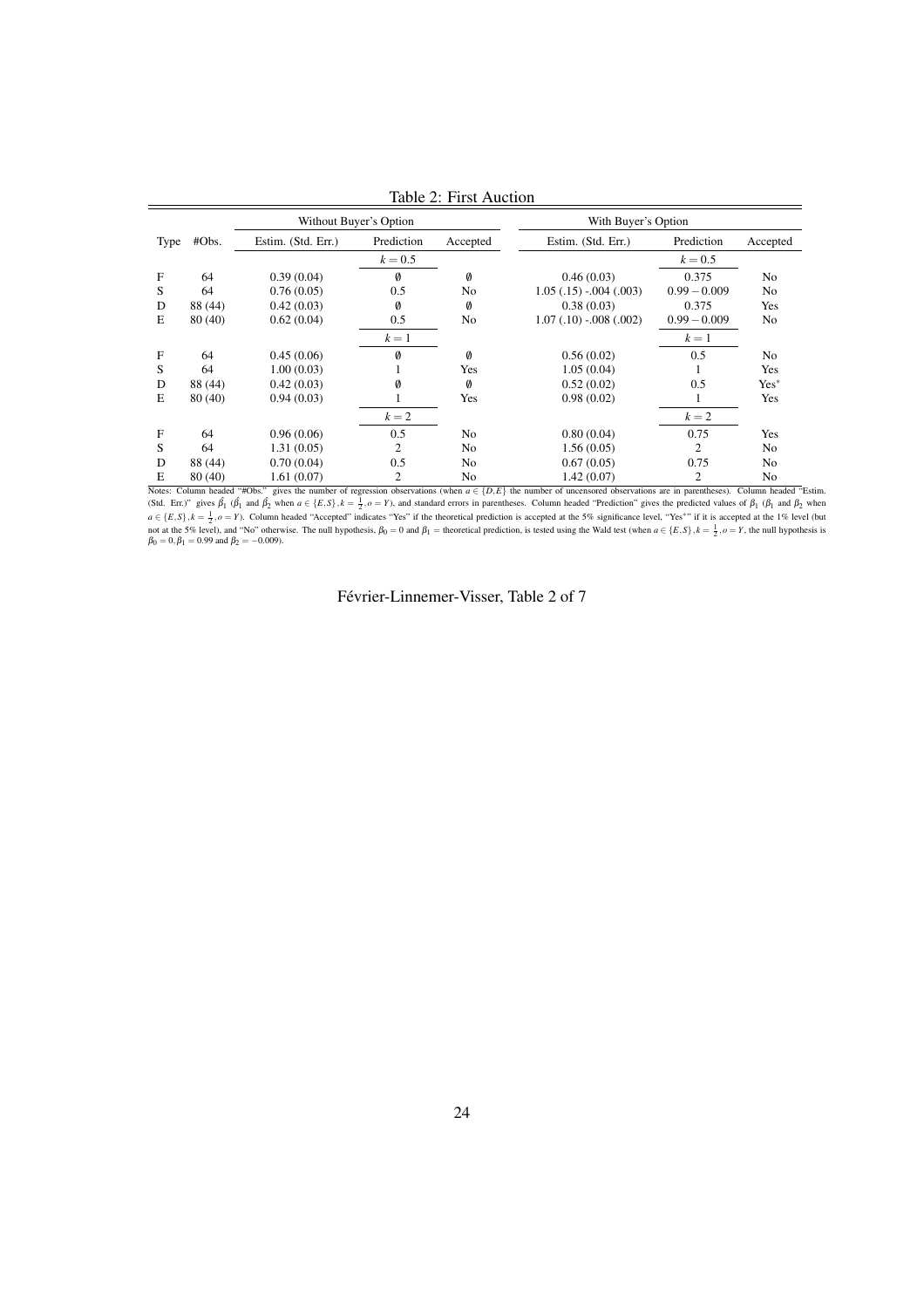## Table 2: First Auction

| Type | #Obs. | Without Buyer's Option | | | With Buyer's Option | | |
|---|---|---|---|---|---|---|---|
| | | Estim. (Std. Err.) | Prediction | Accepted | Estim. (Std. Err.) | Prediction | Accepted |
| | | | $k = 0.5$ | | | $k = 0.5$ | |
| F | 64 | 0.39 (0.04) | ∅ | ∅ | 0.46 (0.03) | 0.375 | No |
| S | 64 | 0.76 (0.05) | 0.5 | No | 1.05 (.15) -.004 (.003) | $0.99 - 0.009$ | No |
| D | 88 (44) | 0.42 (0.03) | ∅ | ∅ | 0.38 (0.03) | 0.375 | Yes |
| E | 80 (40) | 0.62 (0.04) | 0.5 | No | 1.07 (.10) -.008 (.002) | $0.99 - 0.009$ | No |
| | | | $k = 1$ | | | $k = 1$ | |
| F | 64 | 0.45 (0.06) | ∅ | ∅ | 0.56 (0.02) | 0.5 | No |
| S | 64 | 1.00 (0.03) | 1 | Yes | 1.05 (0.04) | 1 | Yes |
| D | 88 (44) | 0.42 (0.03) | ∅ | ∅ | 0.52 (0.02) | 0.5 | Yes* |
| E | 80 (40) | 0.94 (0.03) | 1 | Yes | 0.98 (0.02) | 1 | Yes |
| | | | $k = 2$ | | | $k = 2$ | |
| F | 64 | 0.96 (0.06) | 0.5 | No | 0.80 (0.04) | 0.75 | Yes |
| S | 64 | 1.31 (0.05) | 2 | No | 1.56 (0.05) | 2 | No |
| D | 88 (44) | 0.70 (0.04) | 0.5 | No | 0.67 (0.05) | 0.75 | No |
| E | 80 (40) | 1.61 (0.07) | 2 | No | 1.42 (0.07) | 2 | No |

Notes: Column headed "#Obs." gives the number of regression observations (when $a \in \{D, E\}$ the number of uncensored observations are in parentheses). Column headed "Estim. (Std. Err.)" gives $\hat{\beta}_1$ ($\hat{\beta}_1$ and $\hat{\beta}_2$ when $a \in \{E, S\}, k = \frac{1}{2}, o = Y$), and standard errors in parentheses. Column headed "Prediction" gives the predicted values of $\beta_1$ ($\beta_1$ and $\beta_2$ when $a \in \{E, S\}, k = \frac{1}{2}, o = Y$). Column headed "Accepted" indicates "Yes" if the theoretical prediction is accepted at the 5% significance level, "Yes*" if it is accepted at the 1% level (but not at the 5% level), and "No" otherwise. The null hypothesis, $\beta_0 = 0$ and $\beta_1$ = theoretical prediction, is tested using the Wald test (when $a \in \{E, S\}, k = \frac{1}{2}, o = Y$, the null hypothesis is $\beta_0 = 0, \beta_1 = 0.99$ and $\beta_2 = -0.009$).

Février-Linnemer-Visser, Table 2 of 7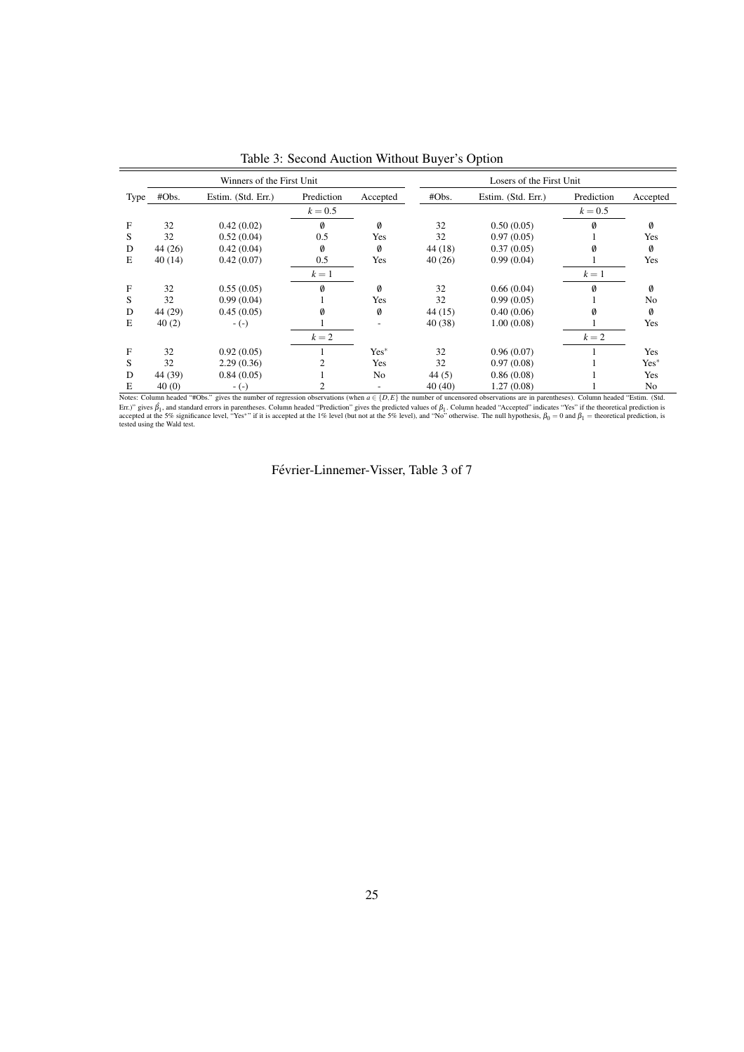Table 3: Second Auction Without Buyer's Option

| | Winners of the First Unit | | | | Losers of the First Unit | | | |
|---|---|---|---|---|---|---|---|---|
| Type | #Obs. | Estim. (Std. Err.) | Prediction | Accepted | #Obs. | Estim. (Std. Err.) | Prediction | Accepted |
| | | | $k = 0.5$ | | | | $k = 0.5$ | |
| F | 32 | 0.42 (0.02) | ∅ | ∅ | 32 | 0.50 (0.05) | ∅ | ∅ |
| S | 32 | 0.52 (0.04) | 0.5 | Yes | 32 | 0.97 (0.05) | 1 | Yes |
| D | 44 (26) | 0.42 (0.04) | ∅ | ∅ | 44 (18) | 0.37 (0.05) | ∅ | ∅ |
| E | 40 (14) | 0.42 (0.07) | 0.5 | Yes | 40 (26) | 0.99 (0.04) | 1 | Yes |
| | | | $k = 1$ | | | | $k = 1$ | |
| F | 32 | 0.55 (0.05) | ∅ | ∅ | 32 | 0.66 (0.04) | ∅ | ∅ |
| S | 32 | 0.99 (0.04) | 1 | Yes | 32 | 0.99 (0.05) | 1 | No |
| D | 44 (29) | 0.45 (0.05) | ∅ | ∅ | 44 (15) | 0.40 (0.06) | ∅ | ∅ |
| E | 40 (2) | - (-) | 1 | - | 40 (38) | 1.00 (0.08) | 1 | Yes |
| | | | $k = 2$ | | | | $k = 2$ | |
| F | 32 | 0.92 (0.05) | 1 | Yes* | 32 | 0.96 (0.07) | 1 | Yes |
| S | 32 | 2.29 (0.36) | 2 | Yes | 32 | 0.97 (0.08) | 1 | Yes* |
| D | 44 (39) | 0.84 (0.05) | 1 | No | 44 (5) | 0.86 (0.08) | 1 | Yes |
| E | 40 (0) | - (-) | 2 | - | 40 (40) | 1.27 (0.08) | 1 | No |

Notes: Column headed "#Obs." gives the number of regression observations (when $a \in \{D, E\}$ the number of uncensored observations are in parentheses). Column headed "Estim. (Std. Err.)" gives $\hat{\beta}_1$, and standard errors in parentheses. Column headed "Prediction" gives the predicted values of $\beta_1$. Column headed "Accepted" indicates "Yes" if the theoretical prediction is accepted at the 5% significance level, "Yes*" if it is accepted at the 1% level (but not at the 5% level), and "No" otherwise. The null hypothesis, $\beta_0 = 0$ and $\beta_1 =$ theoretical prediction, is tested using the Wald test.

Février-Linnemer-Visser, Table 3 of 7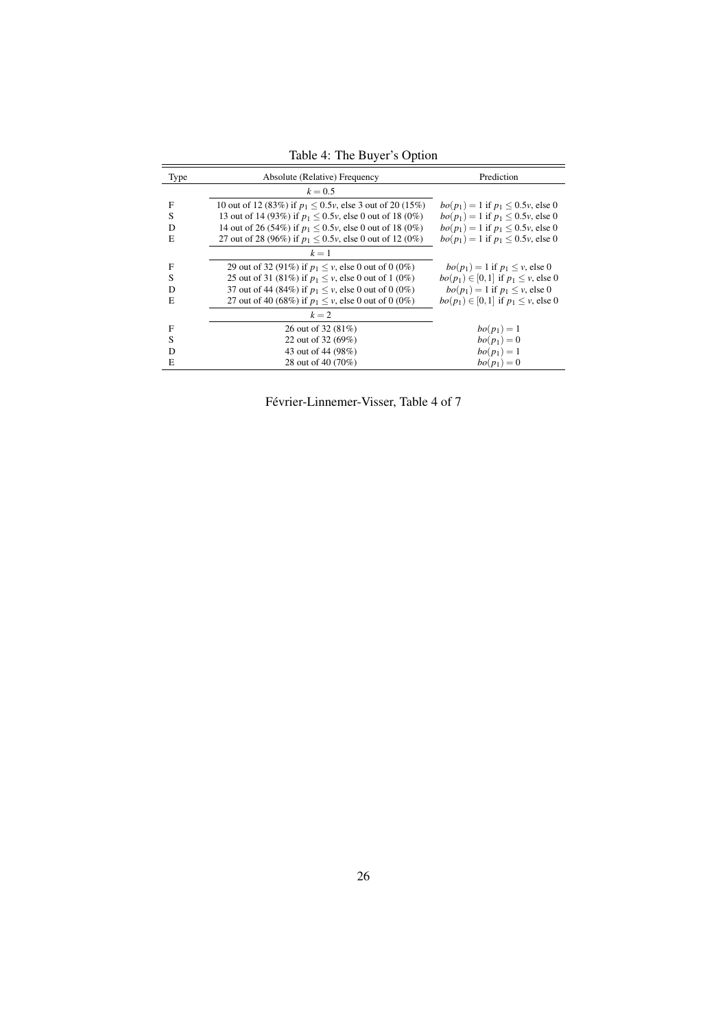Table 4: The Buyer's Option

| Type | Absolute (Relative) Frequency | Prediction |
|---|---|---|
| | $k = 0.5$ | |
| F | 10 out of 12 (83%) if $p_1 \leq 0.5v$, else 3 out of 20 (15%) | $bo(p_1) = 1$ if $p_1 \leq 0.5v$, else 0 |
| S | 13 out of 14 (93%) if $p_1 \leq 0.5v$, else 0 out of 18 (0%) | $bo(p_1) = 1$ if $p_1 \leq 0.5v$, else 0 |
| D | 14 out of 26 (54%) if $p_1 \leq 0.5v$, else 0 out of 18 (0%) | $bo(p_1) = 1$ if $p_1 \leq 0.5v$, else 0 |
| E | 27 out of 28 (96%) if $p_1 \leq 0.5v$, else 0 out of 12 (0%) | $bo(p_1) = 1$ if $p_1 \leq 0.5v$, else 0 |
| | $k = 1$ | |
| F | 29 out of 32 (91%) if $p_1 \leq v$, else 0 out of 0 (0%) | $bo(p_1) = 1$ if $p_1 \leq v$, else 0 |
| S | 25 out of 31 (81%) if $p_1 \leq v$, else 0 out of 1 (0%) | $bo(p_1) \in [0,1]$ if $p_1 \leq v$, else 0 |
| D | 37 out of 44 (84%) if $p_1 \leq v$, else 0 out of 0 (0%) | $bo(p_1) = 1$ if $p_1 \leq v$, else 0 |
| E | 27 out of 40 (68%) if $p_1 \leq v$, else 0 out of 0 (0%) | $bo(p_1) \in [0,1]$ if $p_1 \leq v$, else 0 |
| | $k = 2$ | |
| F | 26 out of 32 (81%) | $bo(p_1) = 1$ |
| S | 22 out of 32 (69%) | $bo(p_1) = 0$ |
| D | 43 out of 44 (98%) | $bo(p_1) = 1$ |
| E | 28 out of 40 (70%) | $bo(p_1) = 0$ |

Février-Linnemer-Visser, Table 4 of 7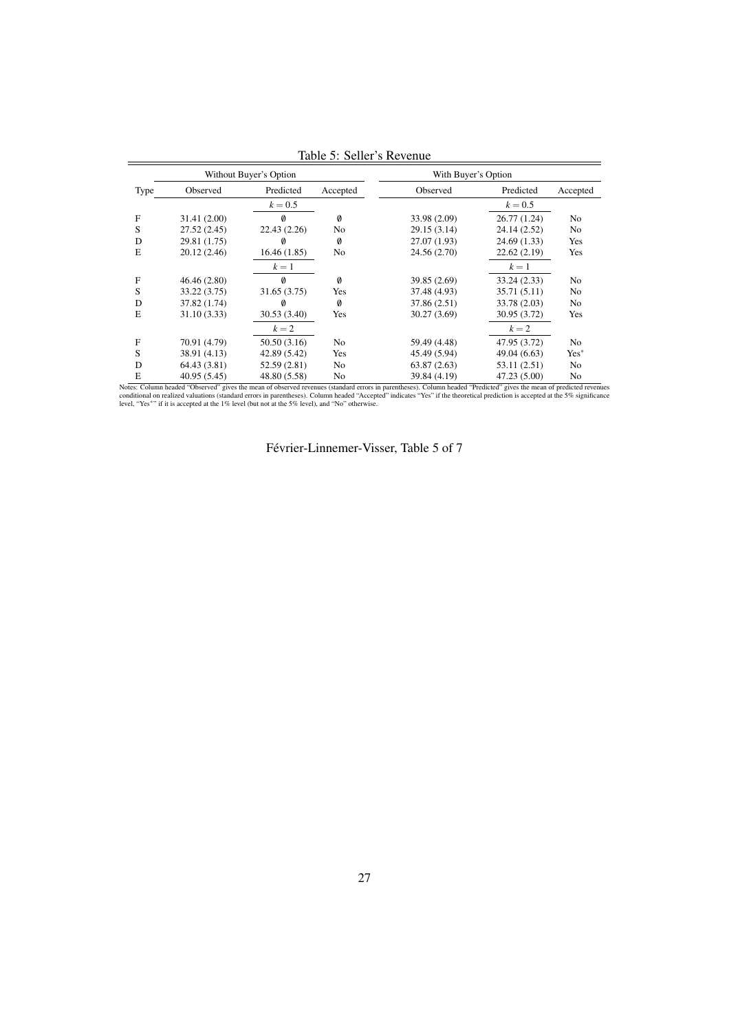Table 5: Seller's Revenue

| | Without Buyer's Option | | | With Buyer's Option | | |
|---|---|---|---|---|---|---|
| Type | Observed | Predicted | Accepted | Observed | Predicted | Accepted |
| | | $k = 0.5$ | | | $k = 0.5$ | |
| F | 31.41 (2.00) | ∅ | ∅ | 33.98 (2.09) | 26.77 (1.24) | No |
| S | 27.52 (2.45) | 22.43 (2.26) | No | 29.15 (3.14) | 24.14 (2.52) | No |
| D | 29.81 (1.75) | ∅ | ∅ | 27.07 (1.93) | 24.69 (1.33) | Yes |
| E | 20.12 (2.46) | 16.46 (1.85) | No | 24.56 (2.70) | 22.62 (2.19) | Yes |
| | | $k = 1$ | | | $k = 1$ | |
| F | 46.46 (2.80) | ∅ | ∅ | 39.85 (2.69) | 33.24 (2.33) | No |
| S | 33.22 (3.75) | 31.65 (3.75) | Yes | 37.48 (4.93) | 35.71 (5.11) | No |
| D | 37.82 (1.74) | ∅ | ∅ | 37.86 (2.51) | 33.78 (2.03) | No |
| E | 31.10 (3.33) | 30.53 (3.40) | Yes | 30.27 (3.69) | 30.95 (3.72) | Yes |
| | | $k = 2$ | | | $k = 2$ | |
| F | 70.91 (4.79) | 50.50 (3.16) | No | 59.49 (4.48) | 47.95 (3.72) | No |
| S | 38.91 (4.13) | 42.89 (5.42) | Yes | 45.49 (5.94) | 49.04 (6.63) | Yes* |
| D | 64.43 (3.81) | 52.59 (2.81) | No | 63.87 (2.63) | 53.11 (2.51) | No |
| E | 40.95 (5.45) | 48.80 (5.58) | No | 39.84 (4.19) | 47.23 (5.00) | No |

Notes: Column headed "Observed" gives the mean of observed revenues (standard errors in parentheses). Column headed "Predicted" gives the mean of predicted revenues conditional on realized valuations (standard errors in parentheses). Column headed "Accepted" indicates "Yes" if the theoretical prediction is accepted at the 5% significance level, "Yes*" if it is accepted at the 1% level (but not at the 5% level), and "No" otherwise.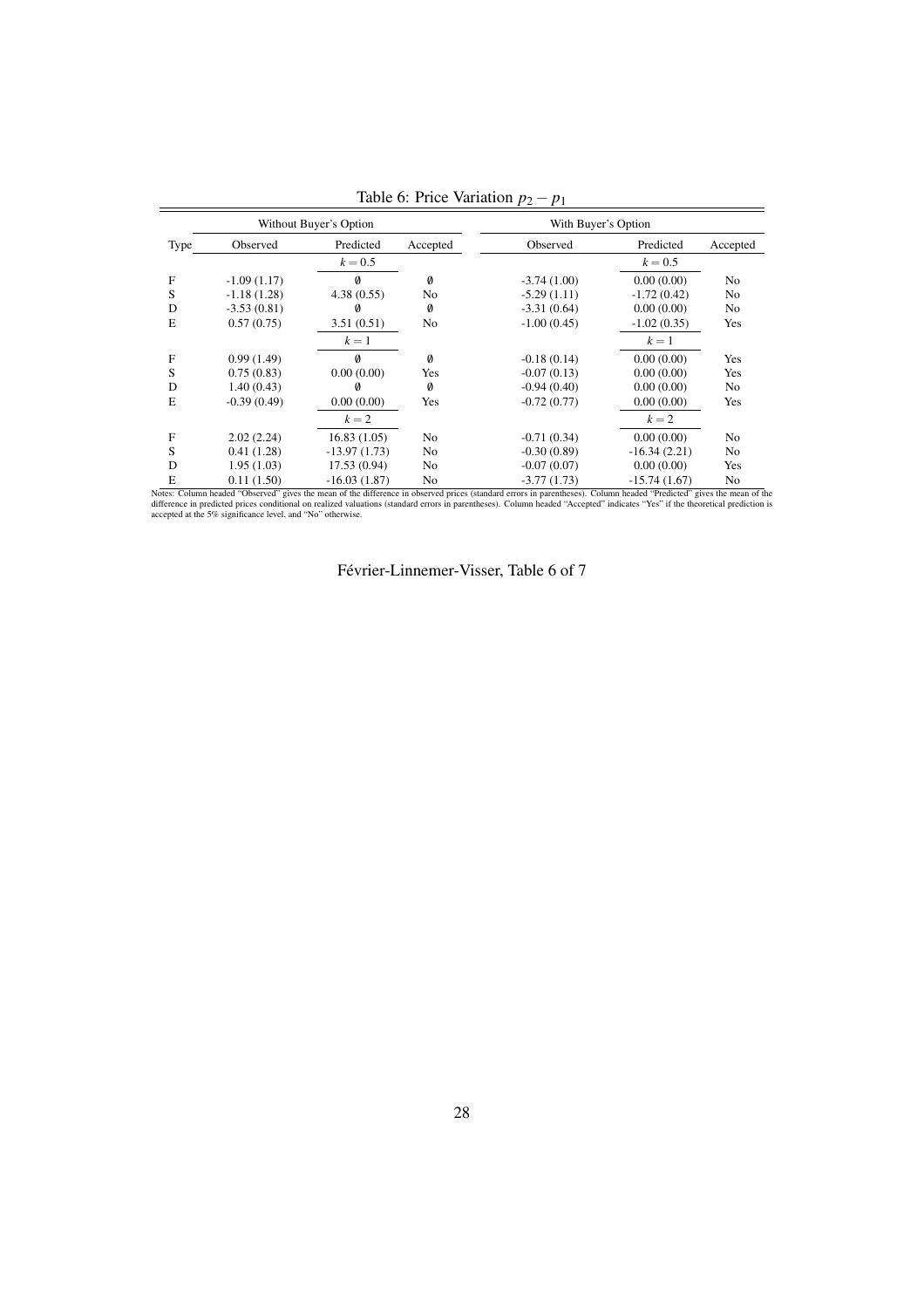Table 6: Price Variation $p_2 - p_1$

| Type | Without Buyer's Option | | | With Buyer's Option | | |
|---|---|---|---|---|---|---|
| | Observed | Predicted | Accepted | Observed | Predicted | Accepted |
| | | $k = 0.5$ | | | $k = 0.5$ | |
| F | -1.09 (1.17) | ∅ | ∅ | -3.74 (1.00) | 0.00 (0.00) | No |
| S | -1.18 (1.28) | 4.38 (0.55) | No | -5.29 (1.11) | -1.72 (0.42) | No |
| D | -3.53 (0.81) | ∅ | ∅ | -3.31 (0.64) | 0.00 (0.00) | No |
| E | 0.57 (0.75) | 3.51 (0.51) | No | -1.00 (0.45) | -1.02 (0.35) | Yes |
| | | $k = 1$ | | | $k = 1$ | |
| F | 0.99 (1.49) | ∅ | ∅ | -0.18 (0.14) | 0.00 (0.00) | Yes |
| S | 0.75 (0.83) | 0.00 (0.00) | Yes | -0.07 (0.13) | 0.00 (0.00) | Yes |
| D | 1.40 (0.43) | ∅ | ∅ | -0.94 (0.40) | 0.00 (0.00) | No |
| E | -0.39 (0.49) | 0.00 (0.00) | Yes | -0.72 (0.77) | 0.00 (0.00) | Yes |
| | | $k = 2$ | | | $k = 2$ | |
| F | 2.02 (2.24) | 16.83 (1.05) | No | -0.71 (0.34) | 0.00 (0.00) | No |
| S | 0.41 (1.28) | -13.97 (1.73) | No | -0.30 (0.89) | -16.34 (2.21) | No |
| D | 1.95 (1.03) | 17.53 (0.94) | No | -0.07 (0.07) | 0.00 (0.00) | Yes |
| E | 0.11 (1.50) | -16.03 (1.87) | No | -3.77 (1.73) | -15.74 (1.67) | No |

Notes: Column headed "Observed" gives the mean of the difference in observed prices (standard errors in parentheses). Column headed "Predicted" gives the mean of the difference in predicted prices conditional on realized valuations (standard errors in parentheses). Column headed "Accepted" indicates "Yes" if the theoretical prediction is accepted at the 5% significance level, and "No" otherwise.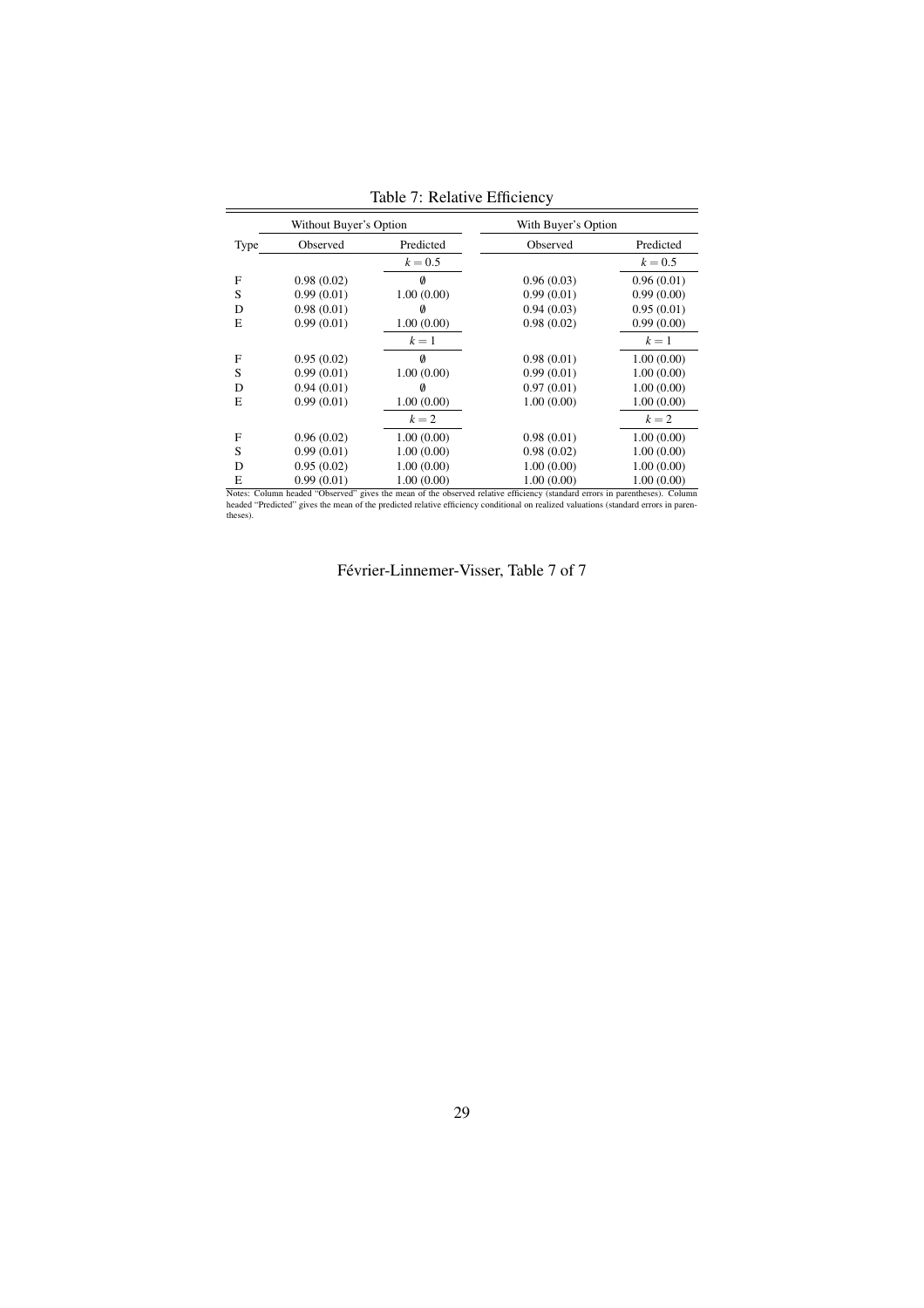# Table 7: Relative Efficiency

| | Without Buyer's Option | | With Buyer's Option | |
|---|---|---|---|---|
| Type | Observed | Predicted | Observed | Predicted |
| | | $k = 0.5$ | | $k = 0.5$ |
| F | 0.98 (0.02) | $\emptyset$ | 0.96 (0.03) | 0.96 (0.01) |
| S | 0.99 (0.01) | 1.00 (0.00) | 0.99 (0.01) | 0.99 (0.00) |
| D | 0.98 (0.01) | $\emptyset$ | 0.94 (0.03) | 0.95 (0.01) |
| E | 0.99 (0.01) | 1.00 (0.00) | 0.98 (0.02) | 0.99 (0.00) |
| | | $k = 1$ | | $k = 1$ |
| F | 0.95 (0.02) | $\emptyset$ | 0.98 (0.01) | 1.00 (0.00) |
| S | 0.99 (0.01) | 1.00 (0.00) | 0.99 (0.01) | 1.00 (0.00) |
| D | 0.94 (0.01) | $\emptyset$ | 0.97 (0.01) | 1.00 (0.00) |
| E | 0.99 (0.01) | 1.00 (0.00) | 1.00 (0.00) | 1.00 (0.00) |
| | | $k = 2$ | | $k = 2$ |
| F | 0.96 (0.02) | 1.00 (0.00) | 0.98 (0.01) | 1.00 (0.00) |
| S | 0.99 (0.01) | 1.00 (0.00) | 0.98 (0.02) | 1.00 (0.00) |
| D | 0.95 (0.02) | 1.00 (0.00) | 1.00 (0.00) | 1.00 (0.00) |
| E | 0.99 (0.01) | 1.00 (0.00) | 1.00 (0.00) | 1.00 (0.00) |

Notes: Column headed "Observed" gives the mean of the observed relative efficiency (standard errors in parentheses). Column headed "Predicted" gives the mean of the predicted relative efficiency conditional on realized valuations (standard errors in parentheses).

Février-Linnemer-Visser, Table 7 of 7